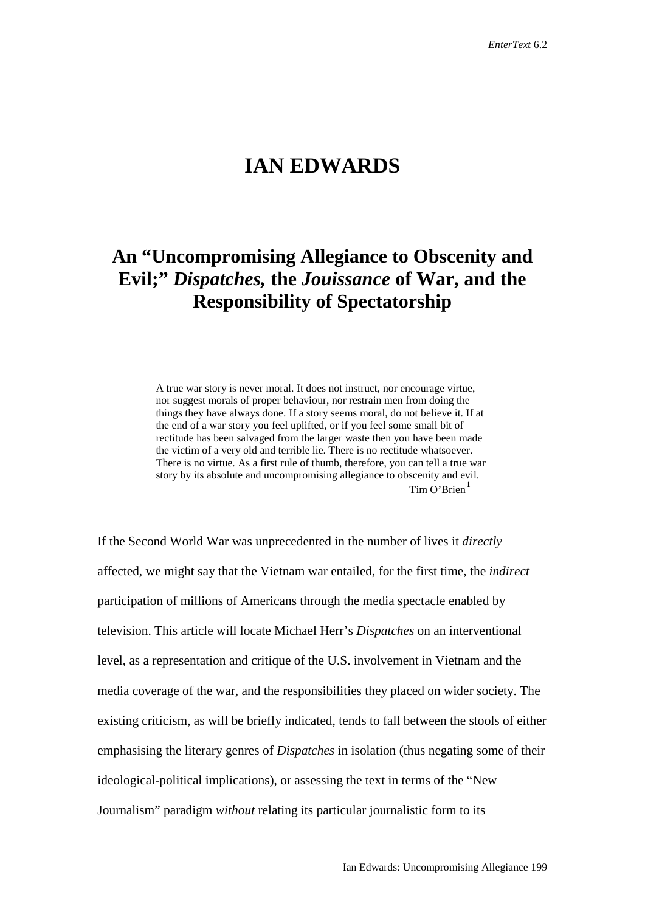# IAN EDWARDS

## An "Uncompromising Allegiance to Obscenity and Evil;" *Dispatches,* the *Jouissance* of War, and the Responsibility of Spectatorship

> A true war story is never moral. It does not instruct, nor encourage virtue, nor suggest morals of proper behaviour, nor restrain men from doing the things they have always done. If a story seems moral, do not believe it. If at the end of a war story you feel uplifted, or if you feel some small bit of rectitude has been salvaged from the larger waste then you have been made the victim of a very old and terrible lie. There is no rectitude whatsoever. There is no virtue. As a first rule of thumb, therefore, you can tell a true war story by its absolute and uncompromising allegiance to obscenity and evil.
>
> Tim O'Brien[1]

If the Second World War was unprecedented in the number of lives it *directly* affected, we might say that the Vietnam war entailed, for the first time, the *indirect* participation of millions of Americans through the media spectacle enabled by television. This article will locate Michael Herr's *Dispatches* on an interventional level, as a representation and critique of the U.S. involvement in Vietnam and the media coverage of the war, and the responsibilities they placed on wider society. The existing criticism, as will be briefly indicated, tends to fall between the stools of either emphasising the literary genres of *Dispatches* in isolation (thus negating some of their ideological-political implications), or assessing the text in terms of the "New Journalism" paradigm *without* relating its particular journalistic form to its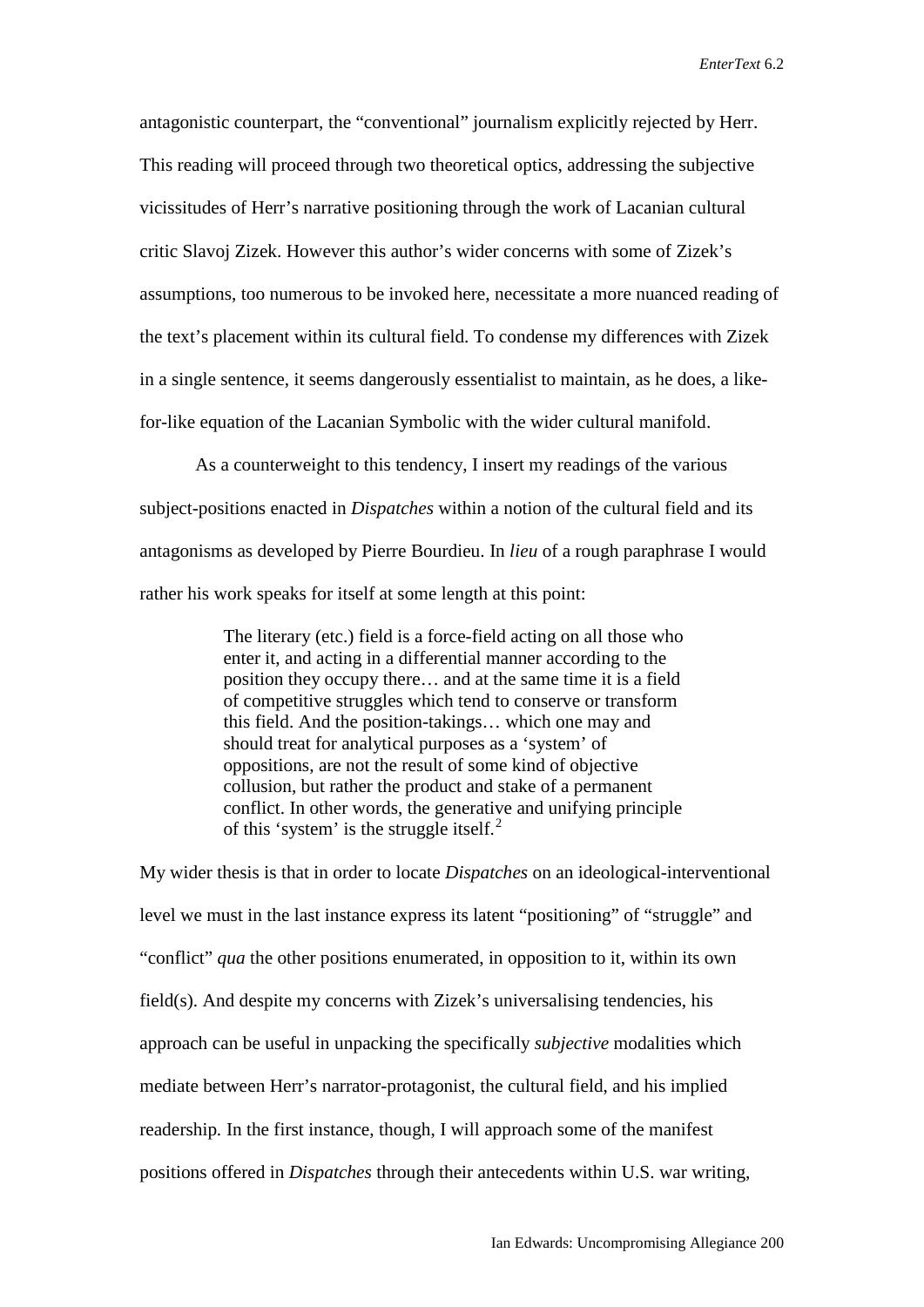antagonistic counterpart, the "conventional" journalism explicitly rejected by Herr. This reading will proceed through two theoretical optics, addressing the subjective vicissitudes of Herr's narrative positioning through the work of Lacanian cultural critic Slavoj Zizek. However this author's wider concerns with some of Zizek's assumptions, too numerous to be invoked here, necessitate a more nuanced reading of the text's placement within its cultural field. To condense my differences with Zizek in a single sentence, it seems dangerously essentialist to maintain, as he does, a like-for-like equation of the Lacanian Symbolic with the wider cultural manifold.

As a counterweight to this tendency, I insert my readings of the various subject-positions enacted in *Dispatches* within a notion of the cultural field and its antagonisms as developed by Pierre Bourdieu. In *lieu* of a rough paraphrase I would rather his work speaks for itself at some length at this point:

> The literary (etc.) field is a force-field acting on all those who enter it, and acting in a differential manner according to the position they occupy there… and at the same time it is a field of competitive struggles which tend to conserve or transform this field. And the position-takings… which one may and should treat for analytical purposes as a 'system' of oppositions, are not the result of some kind of objective collusion, but rather the product and stake of a permanent conflict. In other words, the generative and unifying principle of this 'system' is the struggle itself.[2]

My wider thesis is that in order to locate *Dispatches* on an ideological-interventional level we must in the last instance express its latent "positioning" of "struggle" and "conflict" *qua* the other positions enumerated, in opposition to it, within its own field(s). And despite my concerns with Zizek's universalising tendencies, his approach can be useful in unpacking the specifically *subjective* modalities which mediate between Herr's narrator-protagonist, the cultural field, and his implied readership. In the first instance, though, I will approach some of the manifest positions offered in *Dispatches* through their antecedents within U.S. war writing,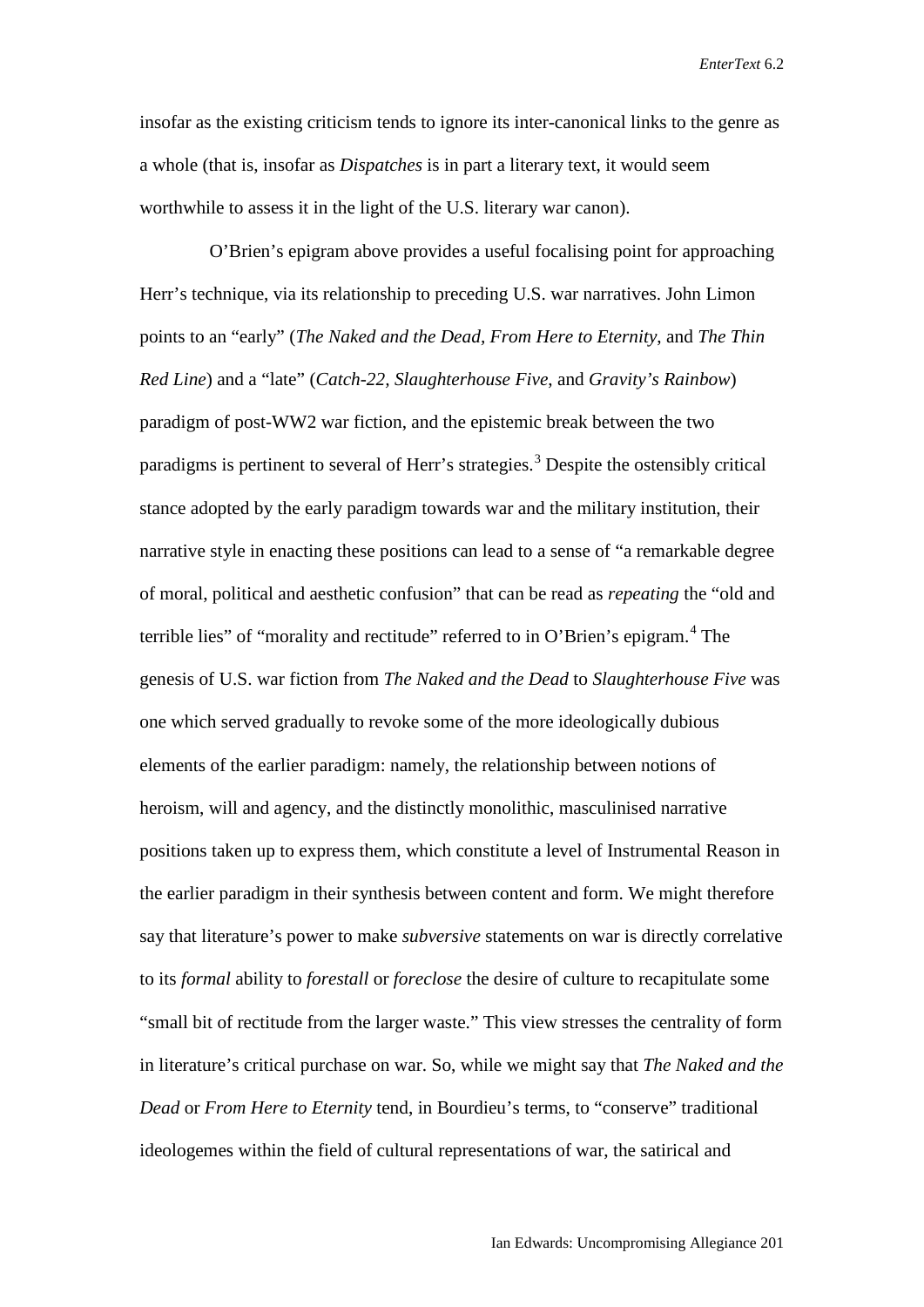insofar as the existing criticism tends to ignore its inter-canonical links to the genre as a whole (that is, insofar as *Dispatches* is in part a literary text, it would seem worthwhile to assess it in the light of the U.S. literary war canon).

O'Brien's epigram above provides a useful focalising point for approaching Herr's technique, via its relationship to preceding U.S. war narratives. John Limon points to an "early" (*The Naked and the Dead, From Here to Eternity*, and *The Thin Red Line*) and a "late" (*Catch-22, Slaughterhouse Five*, and *Gravity's Rainbow*) paradigm of post-WW2 war fiction, and the epistemic break between the two paradigms is pertinent to several of Herr's strategies.[3] Despite the ostensibly critical stance adopted by the early paradigm towards war and the military institution, their narrative style in enacting these positions can lead to a sense of "a remarkable degree of moral, political and aesthetic confusion" that can be read as *repeating* the "old and terrible lies" of "morality and rectitude" referred to in O'Brien's epigram.[4] The genesis of U.S. war fiction from *The Naked and the Dead* to *Slaughterhouse Five* was one which served gradually to revoke some of the more ideologically dubious elements of the earlier paradigm: namely, the relationship between notions of heroism, will and agency, and the distinctly monolithic, masculinised narrative positions taken up to express them, which constitute a level of Instrumental Reason in the earlier paradigm in their synthesis between content and form. We might therefore say that literature's power to make *subversive* statements on war is directly correlative to its *formal* ability to *forestall* or *foreclose* the desire of culture to recapitulate some "small bit of rectitude from the larger waste." This view stresses the centrality of form in literature's critical purchase on war. So, while we might say that *The Naked and the Dead* or *From Here to Eternity* tend, in Bourdieu's terms, to "conserve" traditional ideologemes within the field of cultural representations of war, the satirical and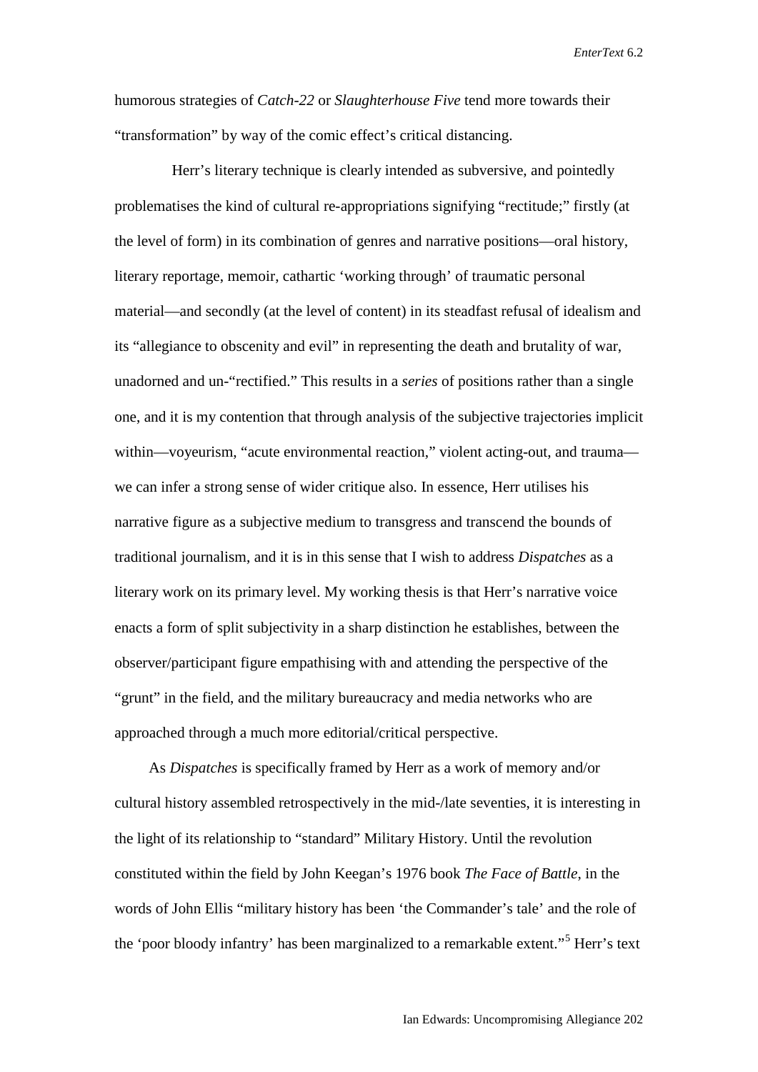humorous strategies of *Catch-22* or *Slaughterhouse Five* tend more towards their "transformation" by way of the comic effect's critical distancing.

Herr's literary technique is clearly intended as subversive, and pointedly problematises the kind of cultural re-appropriations signifying "rectitude;" firstly (at the level of form) in its combination of genres and narrative positions—oral history, literary reportage, memoir, cathartic 'working through' of traumatic personal material—and secondly (at the level of content) in its steadfast refusal of idealism and its "allegiance to obscenity and evil" in representing the death and brutality of war, unadorned and un-"rectified." This results in a *series* of positions rather than a single one, and it is my contention that through analysis of the subjective trajectories implicit within—voyeurism, "acute environmental reaction," violent acting-out, and trauma—we can infer a strong sense of wider critique also. In essence, Herr utilises his narrative figure as a subjective medium to transgress and transcend the bounds of traditional journalism, and it is in this sense that I wish to address *Dispatches* as a literary work on its primary level. My working thesis is that Herr's narrative voice enacts a form of split subjectivity in a sharp distinction he establishes, between the observer/participant figure empathising with and attending the perspective of the "grunt" in the field, and the military bureaucracy and media networks who are approached through a much more editorial/critical perspective.

As *Dispatches* is specifically framed by Herr as a work of memory and/or cultural history assembled retrospectively in the mid-/late seventies, it is interesting in the light of its relationship to "standard" Military History. Until the revolution constituted within the field by John Keegan's 1976 book *The Face of Battle*, in the words of John Ellis "military history has been 'the Commander's tale' and the role of the 'poor bloody infantry' has been marginalized to a remarkable extent."[5] Herr's text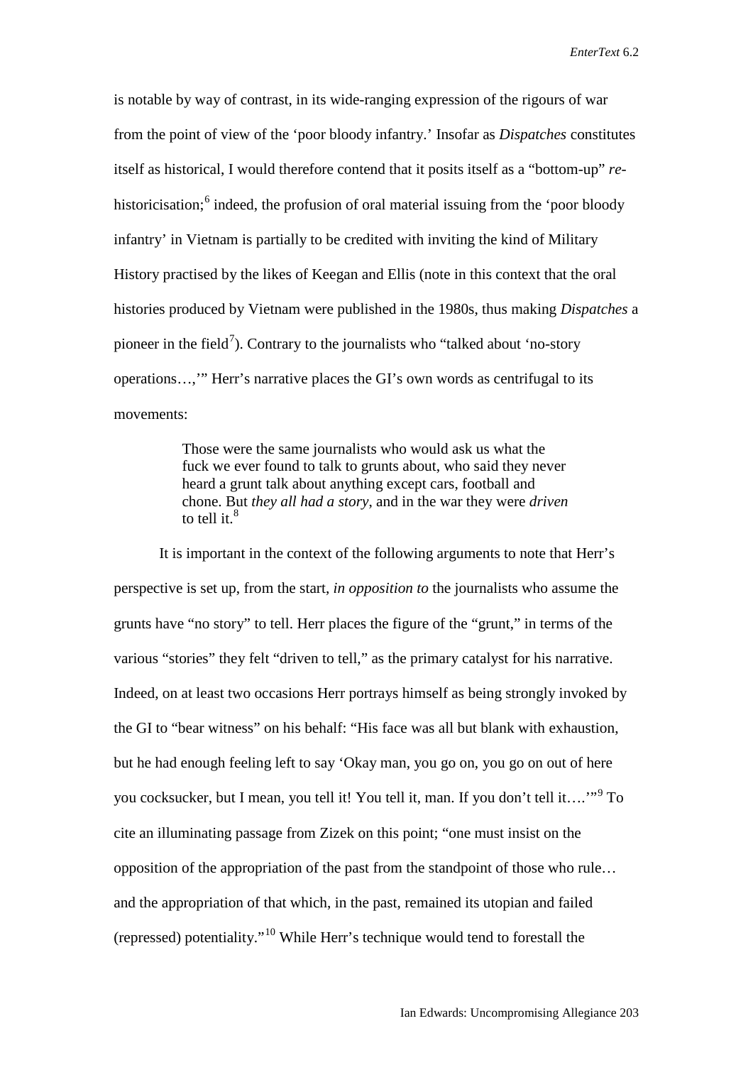is notable by way of contrast, in its wide-ranging expression of the rigours of war from the point of view of the 'poor bloody infantry.' Insofar as *Dispatches* constitutes itself as historical, I would therefore contend that it posits itself as a "bottom-up" *re*-historicisation;[6] indeed, the profusion of oral material issuing from the 'poor bloody infantry' in Vietnam is partially to be credited with inviting the kind of Military History practised by the likes of Keegan and Ellis (note in this context that the oral histories produced by Vietnam were published in the 1980s, thus making *Dispatches* a pioneer in the field[7]). Contrary to the journalists who "talked about 'no-story operations…,'" Herr's narrative places the GI's own words as centrifugal to its movements:

> Those were the same journalists who would ask us what the fuck we ever found to talk to grunts about, who said they never heard a grunt talk about anything except cars, football and chone. But *they all had a story*, and in the war they were *driven* to tell it.[8]

It is important in the context of the following arguments to note that Herr's perspective is set up, from the start, *in opposition to* the journalists who assume the grunts have "no story" to tell. Herr places the figure of the "grunt," in terms of the various "stories" they felt "driven to tell," as the primary catalyst for his narrative. Indeed, on at least two occasions Herr portrays himself as being strongly invoked by the GI to "bear witness" on his behalf: "His face was all but blank with exhaustion, but he had enough feeling left to say 'Okay man, you go on, you go on out of here you cocksucker, but I mean, you tell it! You tell it, man. If you don't tell it….'"[9] To cite an illuminating passage from Zizek on this point; "one must insist on the opposition of the appropriation of the past from the standpoint of those who rule… and the appropriation of that which, in the past, remained its utopian and failed (repressed) potentiality."[10] While Herr's technique would tend to forestall the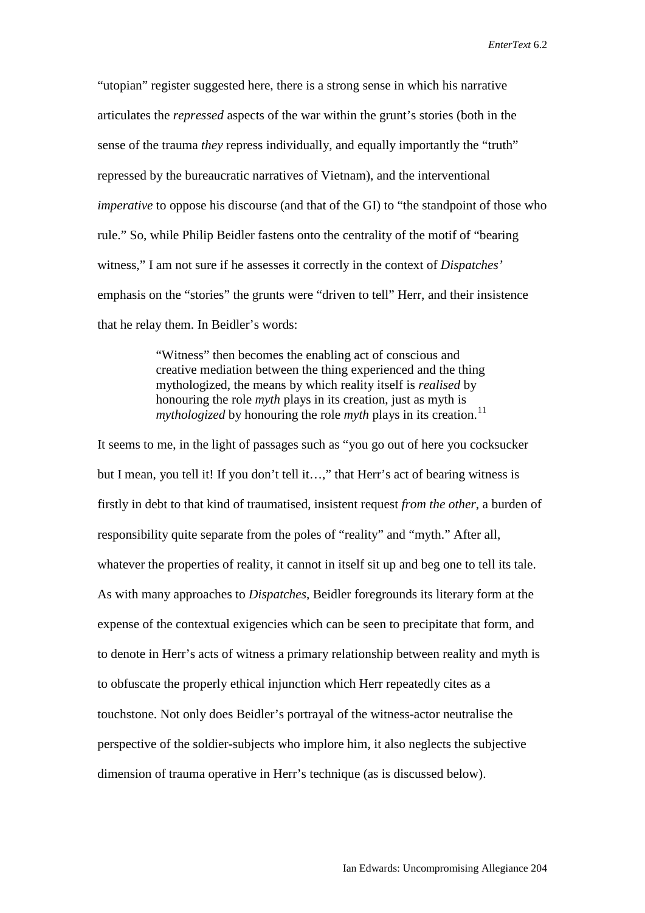"utopian" register suggested here, there is a strong sense in which his narrative articulates the *repressed* aspects of the war within the grunt's stories (both in the sense of the trauma *they* repress individually, and equally importantly the "truth" repressed by the bureaucratic narratives of Vietnam), and the interventional *imperative* to oppose his discourse (and that of the GI) to "the standpoint of those who rule." So, while Philip Beidler fastens onto the centrality of the motif of "bearing witness," I am not sure if he assesses it correctly in the context of *Dispatches'* emphasis on the "stories" the grunts were "driven to tell" Herr, and their insistence that he relay them. In Beidler's words:

> "Witness" then becomes the enabling act of conscious and creative mediation between the thing experienced and the thing mythologized, the means by which reality itself is *realised* by honouring the role *myth* plays in its creation, just as myth is *mythologized* by honouring the role *myth* plays in its creation.[11]

It seems to me, in the light of passages such as "you go out of here you cocksucker but I mean, you tell it! If you don't tell it…," that Herr's act of bearing witness is firstly in debt to that kind of traumatised, insistent request *from the other*, a burden of responsibility quite separate from the poles of "reality" and "myth." After all, whatever the properties of reality, it cannot in itself sit up and beg one to tell its tale. As with many approaches to *Dispatches*, Beidler foregrounds its literary form at the expense of the contextual exigencies which can be seen to precipitate that form, and to denote in Herr's acts of witness a primary relationship between reality and myth is to obfuscate the properly ethical injunction which Herr repeatedly cites as a touchstone. Not only does Beidler's portrayal of the witness-actor neutralise the perspective of the soldier-subjects who implore him, it also neglects the subjective dimension of trauma operative in Herr's technique (as is discussed below).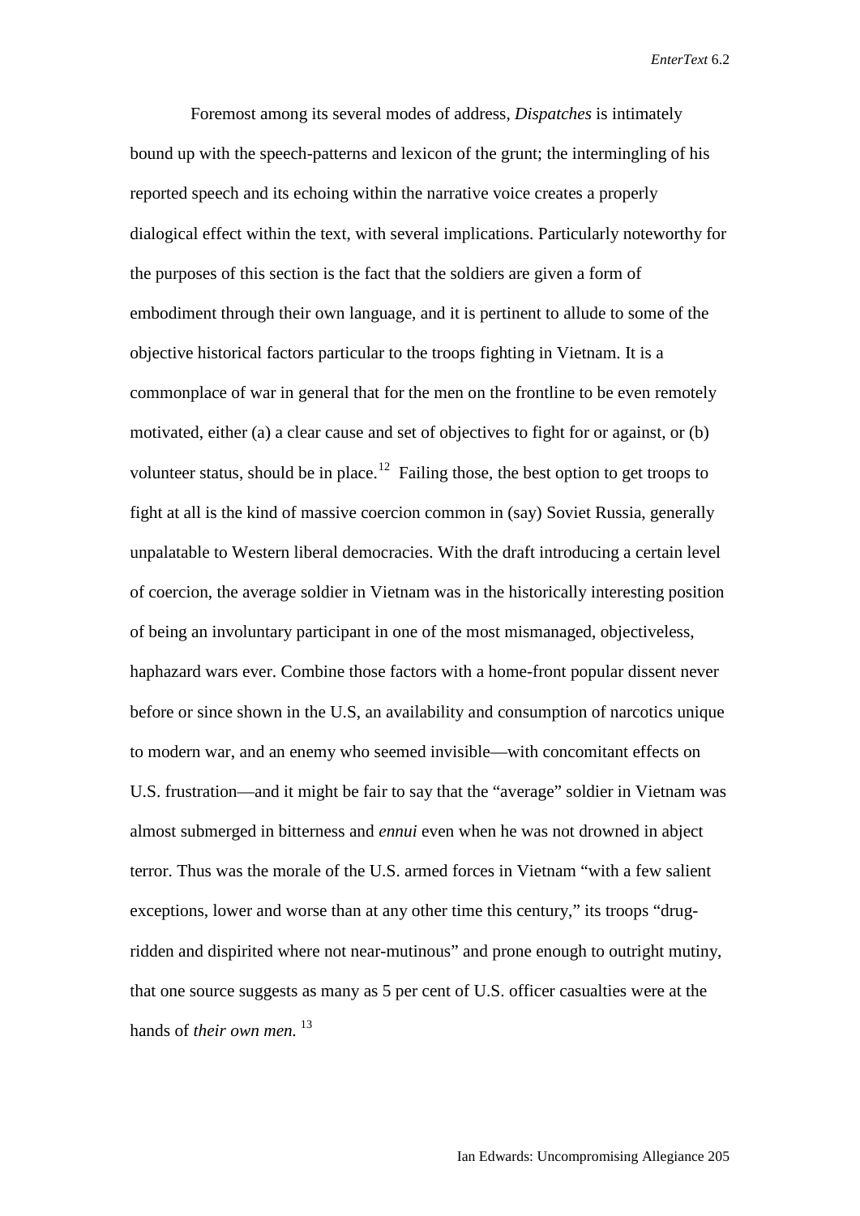Foremost among its several modes of address, *Dispatches* is intimately bound up with the speech-patterns and lexicon of the grunt; the intermingling of his reported speech and its echoing within the narrative voice creates a properly dialogical effect within the text, with several implications. Particularly noteworthy for the purposes of this section is the fact that the soldiers are given a form of embodiment through their own language, and it is pertinent to allude to some of the objective historical factors particular to the troops fighting in Vietnam. It is a commonplace of war in general that for the men on the frontline to be even remotely motivated, either (a) a clear cause and set of objectives to fight for or against, or (b) volunteer status, should be in place.[12] Failing those, the best option to get troops to fight at all is the kind of massive coercion common in (say) Soviet Russia, generally unpalatable to Western liberal democracies. With the draft introducing a certain level of coercion, the average soldier in Vietnam was in the historically interesting position of being an involuntary participant in one of the most mismanaged, objectiveless, haphazard wars ever. Combine those factors with a home-front popular dissent never before or since shown in the U.S, an availability and consumption of narcotics unique to modern war, and an enemy who seemed invisible—with concomitant effects on U.S. frustration—and it might be fair to say that the "average" soldier in Vietnam was almost submerged in bitterness and *ennui* even when he was not drowned in abject terror. Thus was the morale of the U.S. armed forces in Vietnam "with a few salient exceptions, lower and worse than at any other time this century," its troops "drug-ridden and dispirited where not near-mutinous" and prone enough to outright mutiny, that one source suggests as many as 5 per cent of U.S. officer casualties were at the hands of *their own men.*[13]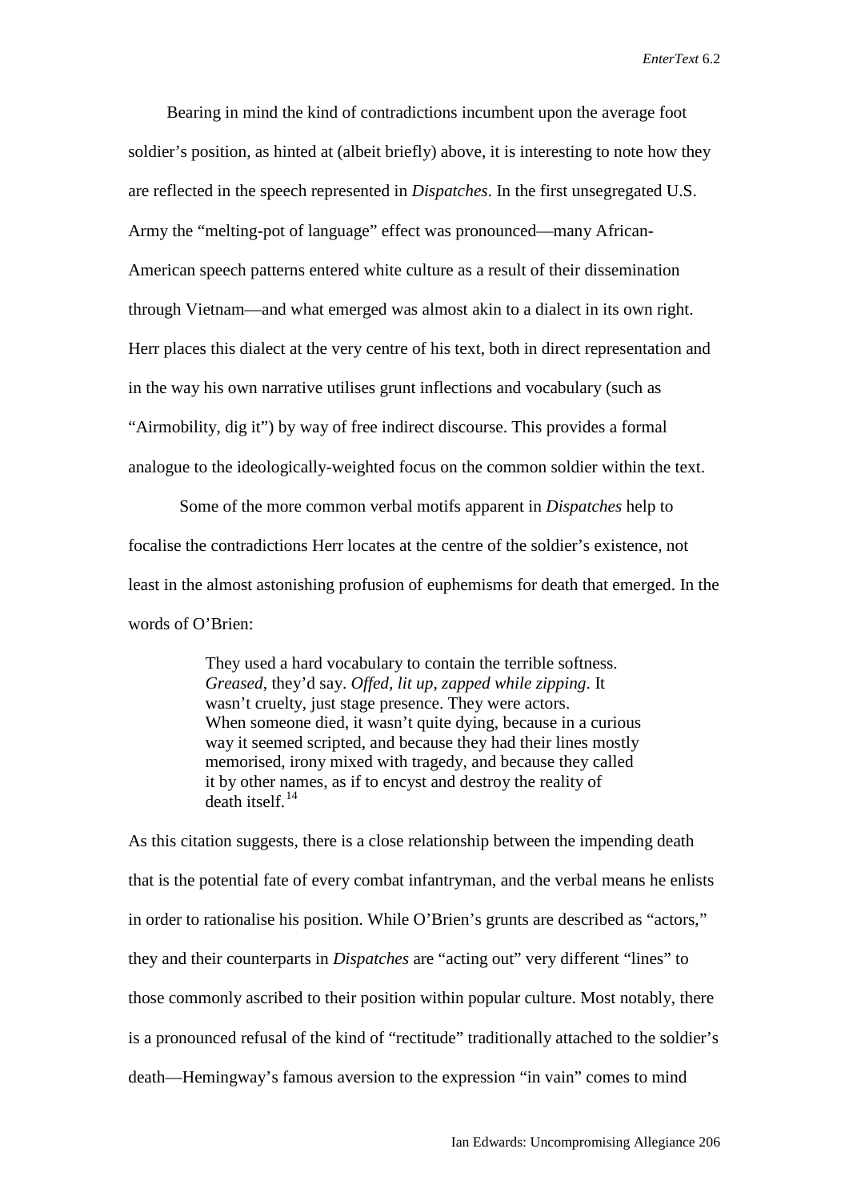Bearing in mind the kind of contradictions incumbent upon the average foot soldier's position, as hinted at (albeit briefly) above, it is interesting to note how they are reflected in the speech represented in *Dispatches*. In the first unsegregated U.S. Army the "melting-pot of language" effect was pronounced—many African-American speech patterns entered white culture as a result of their dissemination through Vietnam—and what emerged was almost akin to a dialect in its own right. Herr places this dialect at the very centre of his text, both in direct representation and in the way his own narrative utilises grunt inflections and vocabulary (such as "Airmobility, dig it") by way of free indirect discourse. This provides a formal analogue to the ideologically-weighted focus on the common soldier within the text.

Some of the more common verbal motifs apparent in *Dispatches* help to focalise the contradictions Herr locates at the centre of the soldier's existence, not least in the almost astonishing profusion of euphemisms for death that emerged. In the words of O'Brien:

> They used a hard vocabulary to contain the terrible softness. *Greased*, they'd say. *Offed*, *lit up*, *zapped while zipping*. It wasn't cruelty, just stage presence. They were actors. When someone died, it wasn't quite dying, because in a curious way it seemed scripted, and because they had their lines mostly memorised, irony mixed with tragedy, and because they called it by other names, as if to encyst and destroy the reality of death itself.[14]

As this citation suggests, there is a close relationship between the impending death that is the potential fate of every combat infantryman, and the verbal means he enlists in order to rationalise his position. While O'Brien's grunts are described as "actors," they and their counterparts in *Dispatches* are "acting out" very different "lines" to those commonly ascribed to their position within popular culture. Most notably, there is a pronounced refusal of the kind of "rectitude" traditionally attached to the soldier's death—Hemingway's famous aversion to the expression "in vain" comes to mind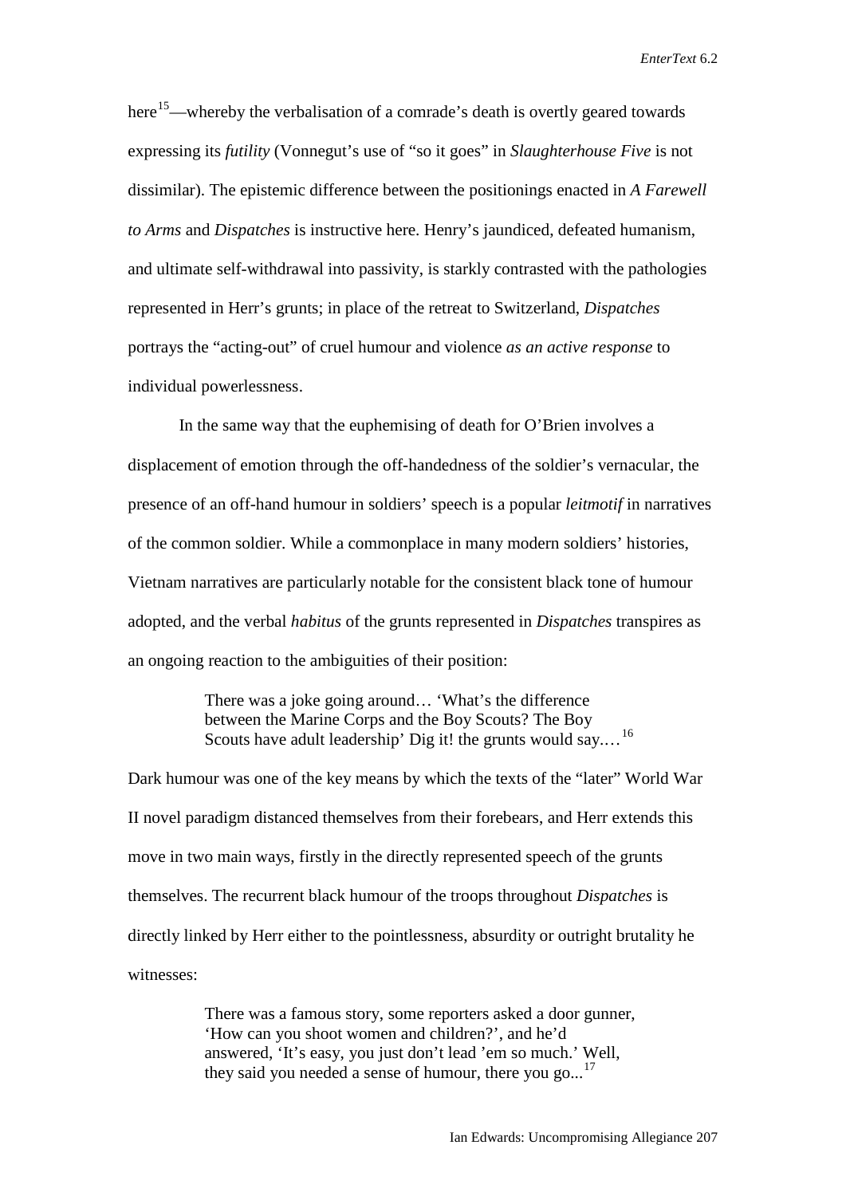here[15]—whereby the verbalisation of a comrade's death is overtly geared towards expressing its *futility* (Vonnegut's use of "so it goes" in *Slaughterhouse Five* is not dissimilar). The epistemic difference between the positionings enacted in *A Farewell to Arms* and *Dispatches* is instructive here. Henry's jaundiced, defeated humanism, and ultimate self-withdrawal into passivity, is starkly contrasted with the pathologies represented in Herr's grunts; in place of the retreat to Switzerland, *Dispatches* portrays the "acting-out" of cruel humour and violence *as an active response* to individual powerlessness.

In the same way that the euphemising of death for O'Brien involves a displacement of emotion through the off-handedness of the soldier's vernacular, the presence of an off-hand humour in soldiers' speech is a popular *leitmotif* in narratives of the common soldier. While a commonplace in many modern soldiers' histories, Vietnam narratives are particularly notable for the consistent black tone of humour adopted, and the verbal *habitus* of the grunts represented in *Dispatches* transpires as an ongoing reaction to the ambiguities of their position:

> There was a joke going around… 'What's the difference between the Marine Corps and the Boy Scouts? The Boy Scouts have adult leadership' Dig it! the grunts would say.…[16]

Dark humour was one of the key means by which the texts of the "later" World War II novel paradigm distanced themselves from their forebears, and Herr extends this move in two main ways, firstly in the directly represented speech of the grunts themselves. The recurrent black humour of the troops throughout *Dispatches* is directly linked by Herr either to the pointlessness, absurdity or outright brutality he witnesses:

> There was a famous story, some reporters asked a door gunner, 'How can you shoot women and children?', and he'd answered, 'It's easy, you just don't lead 'em so much.' Well, they said you needed a sense of humour, there you go...[17]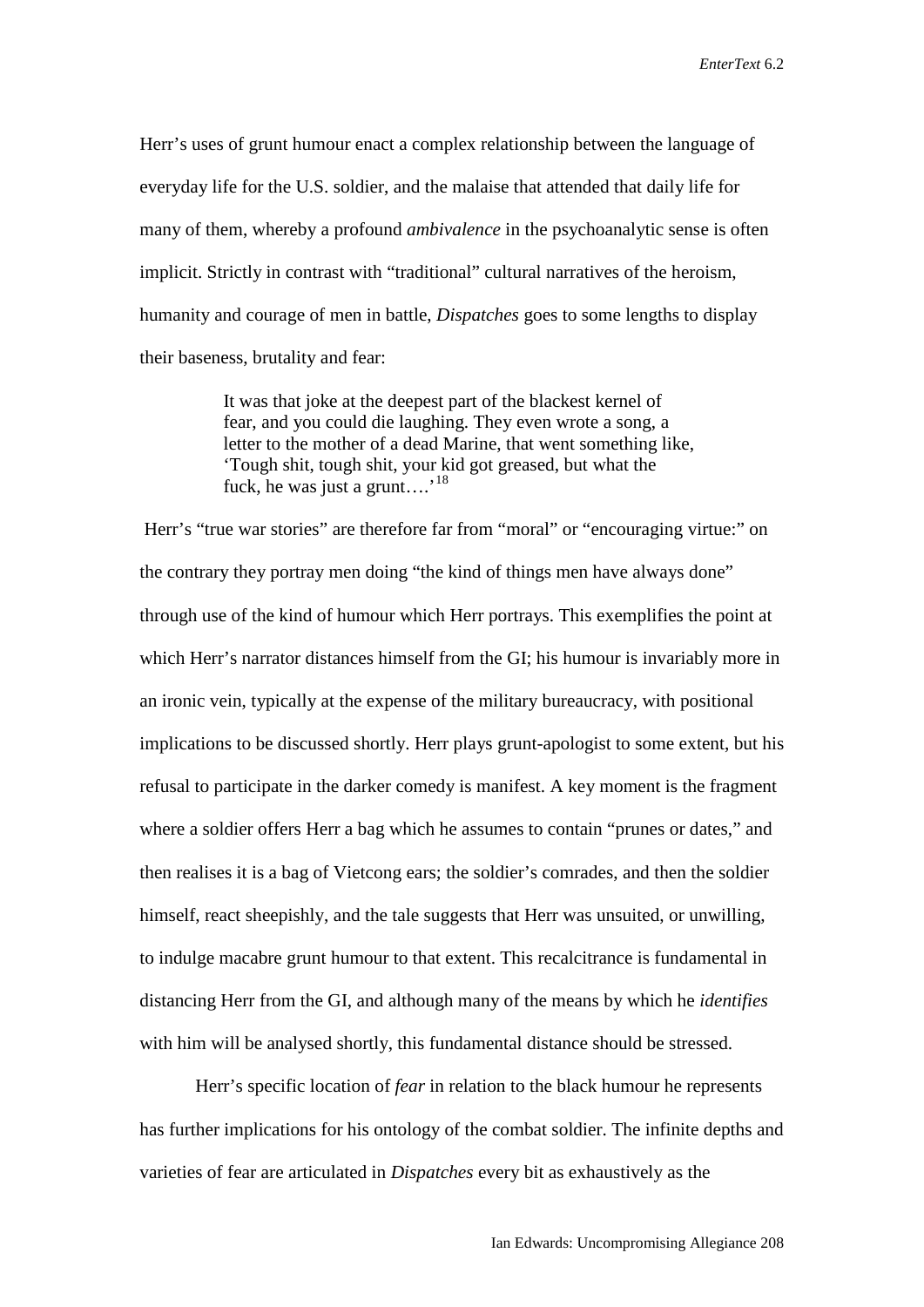Herr's uses of grunt humour enact a complex relationship between the language of everyday life for the U.S. soldier, and the malaise that attended that daily life for many of them, whereby a profound *ambivalence* in the psychoanalytic sense is often implicit. Strictly in contrast with "traditional" cultural narratives of the heroism, humanity and courage of men in battle, *Dispatches* goes to some lengths to display their baseness, brutality and fear:

> It was that joke at the deepest part of the blackest kernel of fear, and you could die laughing. They even wrote a song, a letter to the mother of a dead Marine, that went something like, 'Tough shit, tough shit, your kid got greased, but what the fuck, he was just a grunt….'[18]

Herr's "true war stories" are therefore far from "moral" or "encouraging virtue:" on the contrary they portray men doing "the kind of things men have always done" through use of the kind of humour which Herr portrays. This exemplifies the point at which Herr's narrator distances himself from the GI; his humour is invariably more in an ironic vein, typically at the expense of the military bureaucracy, with positional implications to be discussed shortly. Herr plays grunt-apologist to some extent, but his refusal to participate in the darker comedy is manifest. A key moment is the fragment where a soldier offers Herr a bag which he assumes to contain "prunes or dates," and then realises it is a bag of Vietcong ears; the soldier's comrades, and then the soldier himself, react sheepishly, and the tale suggests that Herr was unsuited, or unwilling, to indulge macabre grunt humour to that extent. This recalcitrance is fundamental in distancing Herr from the GI, and although many of the means by which he *identifies* with him will be analysed shortly, this fundamental distance should be stressed.

Herr's specific location of *fear* in relation to the black humour he represents has further implications for his ontology of the combat soldier. The infinite depths and varieties of fear are articulated in *Dispatches* every bit as exhaustively as the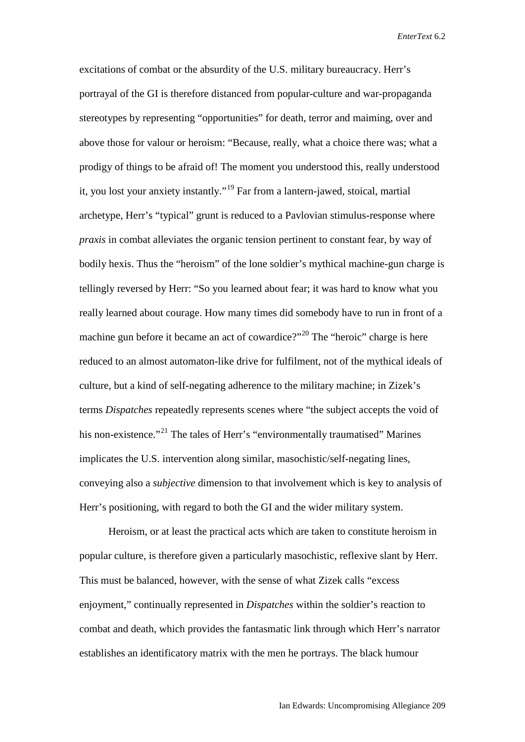excitations of combat or the absurdity of the U.S. military bureaucracy. Herr's portrayal of the GI is therefore distanced from popular-culture and war-propaganda stereotypes by representing "opportunities" for death, terror and maiming, over and above those for valour or heroism: "Because, really, what a choice there was; what a prodigy of things to be afraid of! The moment you understood this, really understood it, you lost your anxiety instantly."[19] Far from a lantern-jawed, stoical, martial archetype, Herr's "typical" grunt is reduced to a Pavlovian stimulus-response where *praxis* in combat alleviates the organic tension pertinent to constant fear, by way of bodily hexis. Thus the "heroism" of the lone soldier's mythical machine-gun charge is tellingly reversed by Herr: "So you learned about fear; it was hard to know what you really learned about courage. How many times did somebody have to run in front of a machine gun before it became an act of cowardice?"[20] The "heroic" charge is here reduced to an almost automaton-like drive for fulfilment, not of the mythical ideals of culture, but a kind of self-negating adherence to the military machine; in Zizek's terms *Dispatches* repeatedly represents scenes where "the subject accepts the void of his non-existence."[21] The tales of Herr's "environmentally traumatised" Marines implicates the U.S. intervention along similar, masochistic/self-negating lines, conveying also a *subjective* dimension to that involvement which is key to analysis of Herr's positioning, with regard to both the GI and the wider military system.

Heroism, or at least the practical acts which are taken to constitute heroism in popular culture, is therefore given a particularly masochistic, reflexive slant by Herr. This must be balanced, however, with the sense of what Zizek calls "excess enjoyment," continually represented in *Dispatches* within the soldier's reaction to combat and death, which provides the fantasmatic link through which Herr's narrator establishes an identificatory matrix with the men he portrays. The black humour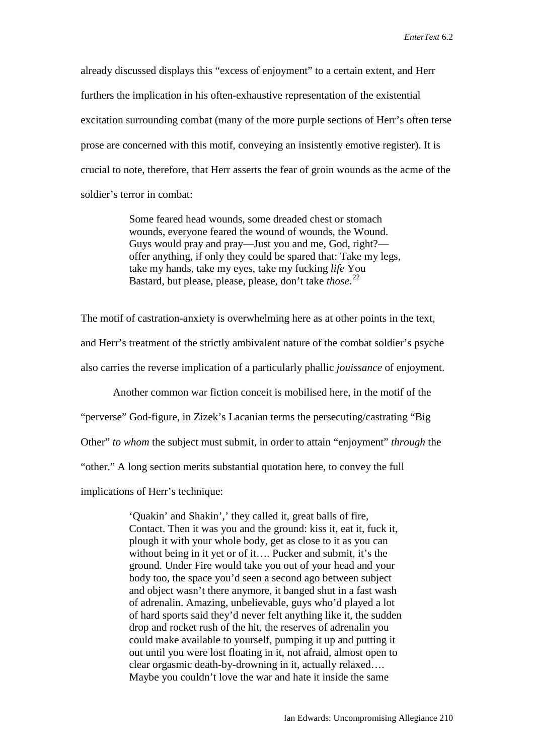already discussed displays this "excess of enjoyment" to a certain extent, and Herr furthers the implication in his often-exhaustive representation of the existential excitation surrounding combat (many of the more purple sections of Herr's often terse prose are concerned with this motif, conveying an insistently emotive register). It is crucial to note, therefore, that Herr asserts the fear of groin wounds as the acme of the soldier's terror in combat:

> Some feared head wounds, some dreaded chest or stomach wounds, everyone feared the wound of wounds, the Wound. Guys would pray and pray—Just you and me, God, right?—offer anything, if only they could be spared that: Take my legs, take my hands, take my eyes, take my fucking *life* You Bastard, but please, please, please, don't take *those*.[22]

The motif of castration-anxiety is overwhelming here as at other points in the text, and Herr's treatment of the strictly ambivalent nature of the combat soldier's psyche also carries the reverse implication of a particularly phallic *jouissance* of enjoyment.

Another common war fiction conceit is mobilised here, in the motif of the "perverse" God-figure, in Zizek's Lacanian terms the persecuting/castrating "Big Other" *to whom* the subject must submit, in order to attain "enjoyment" *through* the "other." A long section merits substantial quotation here, to convey the full implications of Herr's technique:

> 'Quakin' and Shakin',' they called it, great balls of fire, Contact. Then it was you and the ground: kiss it, eat it, fuck it, plough it with your whole body, get as close to it as you can without being in it yet or of it…. Pucker and submit, it's the ground. Under Fire would take you out of your head and your body too, the space you'd seen a second ago between subject and object wasn't there anymore, it banged shut in a fast wash of adrenalin. Amazing, unbelievable, guys who'd played a lot of hard sports said they'd never felt anything like it, the sudden drop and rocket rush of the hit, the reserves of adrenalin you could make available to yourself, pumping it up and putting it out until you were lost floating in it, not afraid, almost open to clear orgasmic death-by-drowning in it, actually relaxed…. Maybe you couldn't love the war and hate it inside the same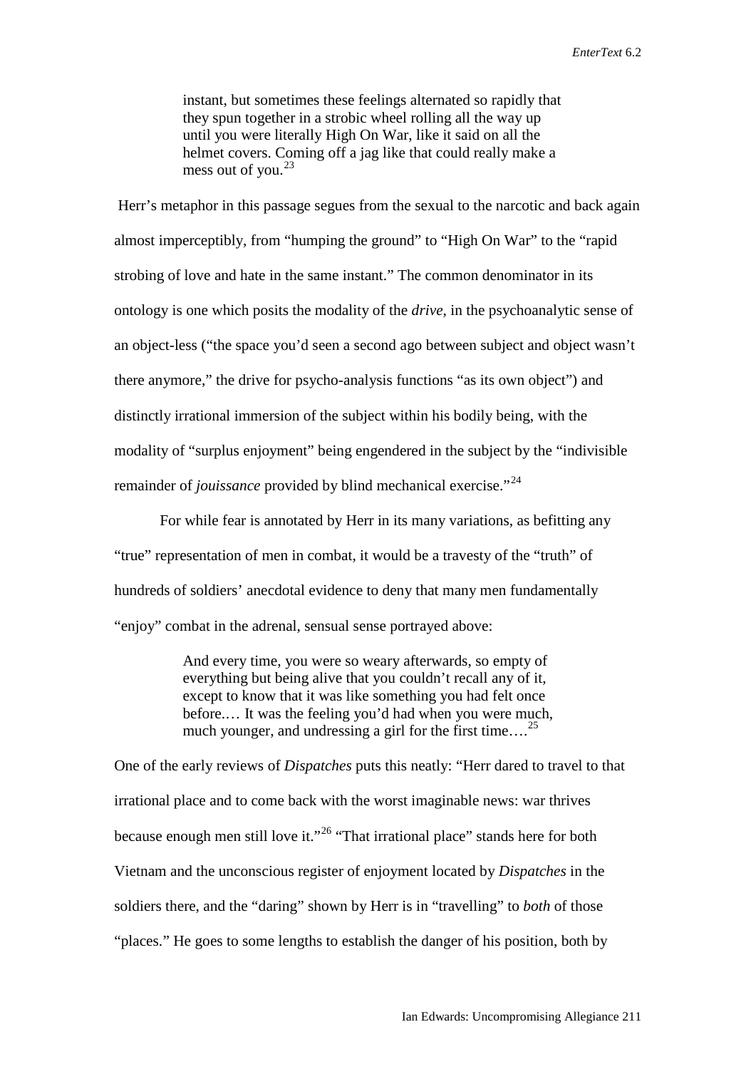> instant, but sometimes these feelings alternated so rapidly that they spun together in a strobic wheel rolling all the way up until you were literally High On War, like it said on all the helmet covers. Coming off a jag like that could really make a mess out of you.[23]

Herr's metaphor in this passage segues from the sexual to the narcotic and back again almost imperceptibly, from "humping the ground" to "High On War" to the "rapid strobing of love and hate in the same instant." The common denominator in its ontology is one which posits the modality of the *drive*, in the psychoanalytic sense of an object-less ("the space you'd seen a second ago between subject and object wasn't there anymore," the drive for psycho-analysis functions "as its own object") and distinctly irrational immersion of the subject within his bodily being, with the modality of "surplus enjoyment" being engendered in the subject by the "indivisible remainder of *jouissance* provided by blind mechanical exercise."[24]

For while fear is annotated by Herr in its many variations, as befitting any "true" representation of men in combat, it would be a travesty of the "truth" of hundreds of soldiers' anecdotal evidence to deny that many men fundamentally "enjoy" combat in the adrenal, sensual sense portrayed above:

> And every time, you were so weary afterwards, so empty of everything but being alive that you couldn't recall any of it, except to know that it was like something you had felt once before.… It was the feeling you'd had when you were much, much younger, and undressing a girl for the first time….[25]

One of the early reviews of *Dispatches* puts this neatly: "Herr dared to travel to that irrational place and to come back with the worst imaginable news: war thrives because enough men still love it."[26] "That irrational place" stands here for both Vietnam and the unconscious register of enjoyment located by *Dispatches* in the soldiers there, and the "daring" shown by Herr is in "travelling" to *both* of those "places." He goes to some lengths to establish the danger of his position, both by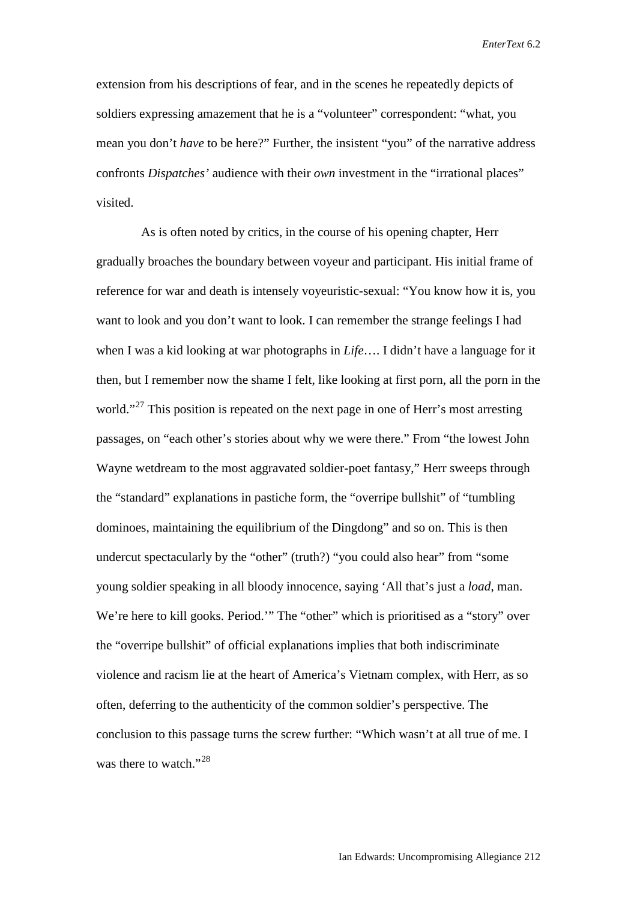extension from his descriptions of fear, and in the scenes he repeatedly depicts of soldiers expressing amazement that he is a "volunteer" correspondent: "what, you mean you don't *have* to be here?" Further, the insistent "you" of the narrative address confronts *Dispatches'* audience with their *own* investment in the "irrational places" visited.

As is often noted by critics, in the course of his opening chapter, Herr gradually broaches the boundary between voyeur and participant. His initial frame of reference for war and death is intensely voyeuristic-sexual: "You know how it is, you want to look and you don't want to look. I can remember the strange feelings I had when I was a kid looking at war photographs in *Life*…. I didn't have a language for it then, but I remember now the shame I felt, like looking at first porn, all the porn in the world."[27] This position is repeated on the next page in one of Herr's most arresting passages, on "each other's stories about why we were there." From "the lowest John Wayne wetdream to the most aggravated soldier-poet fantasy," Herr sweeps through the "standard" explanations in pastiche form, the "overripe bullshit" of "tumbling dominoes, maintaining the equilibrium of the Dingdong" and so on. This is then undercut spectacularly by the "other" (truth?) "you could also hear" from "some young soldier speaking in all bloody innocence, saying 'All that's just a *load*, man. We're here to kill gooks. Period.'" The "other" which is prioritised as a "story" over the "overripe bullshit" of official explanations implies that both indiscriminate violence and racism lie at the heart of America's Vietnam complex, with Herr, as so often, deferring to the authenticity of the common soldier's perspective. The conclusion to this passage turns the screw further: "Which wasn't at all true of me. I was there to watch."[28]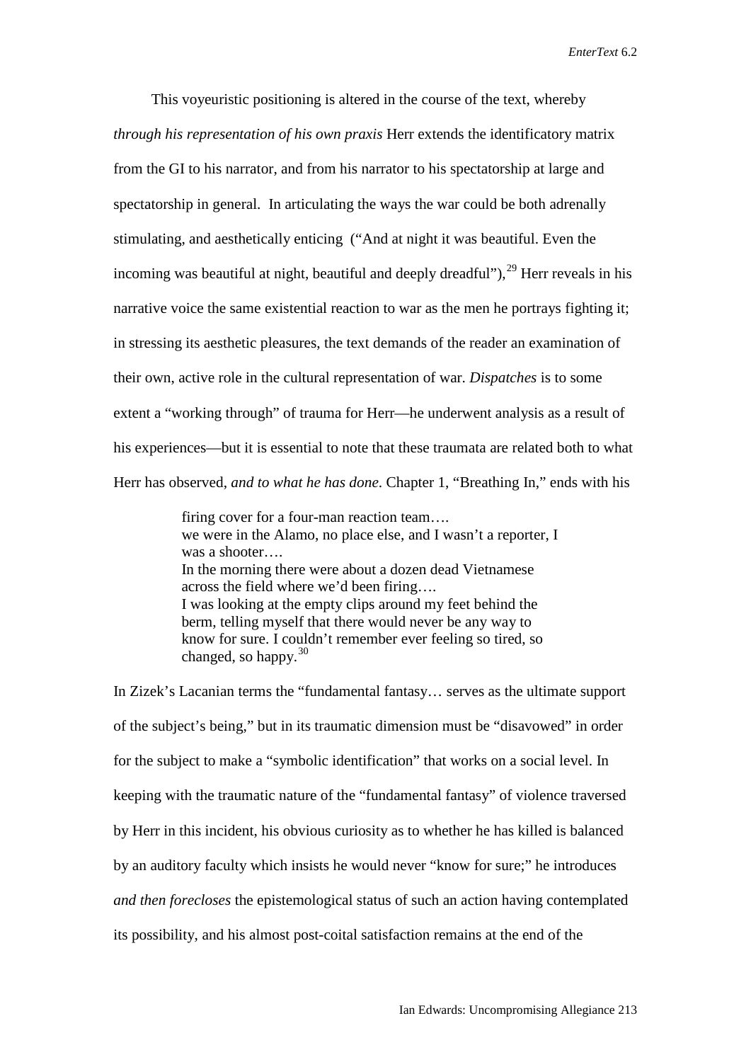This voyeuristic positioning is altered in the course of the text, whereby *through his representation of his own praxis* Herr extends the identificatory matrix from the GI to his narrator, and from his narrator to his spectatorship at large and spectatorship in general. In articulating the ways the war could be both adrenally stimulating, and aesthetically enticing ("And at night it was beautiful. Even the incoming was beautiful at night, beautiful and deeply dreadful"),[29] Herr reveals in his narrative voice the same existential reaction to war as the men he portrays fighting it; in stressing its aesthetic pleasures, the text demands of the reader an examination of their own, active role in the cultural representation of war. *Dispatches* is to some extent a "working through" of trauma for Herr—he underwent analysis as a result of his experiences—but it is essential to note that these traumata are related both to what Herr has observed, *and to what he has done*. Chapter 1, "Breathing In," ends with his

> firing cover for a four-man reaction team….
> we were in the Alamo, no place else, and I wasn't a reporter, I was a shooter….
> In the morning there were about a dozen dead Vietnamese across the field where we'd been firing….
> I was looking at the empty clips around my feet behind the berm, telling myself that there would never be any way to know for sure. I couldn't remember ever feeling so tired, so changed, so happy.[30]

In Zizek's Lacanian terms the "fundamental fantasy… serves as the ultimate support of the subject's being," but in its traumatic dimension must be "disavowed" in order for the subject to make a "symbolic identification" that works on a social level. In keeping with the traumatic nature of the "fundamental fantasy" of violence traversed by Herr in this incident, his obvious curiosity as to whether he has killed is balanced by an auditory faculty which insists he would never "know for sure;" he introduces *and then forecloses* the epistemological status of such an action having contemplated its possibility, and his almost post-coital satisfaction remains at the end of the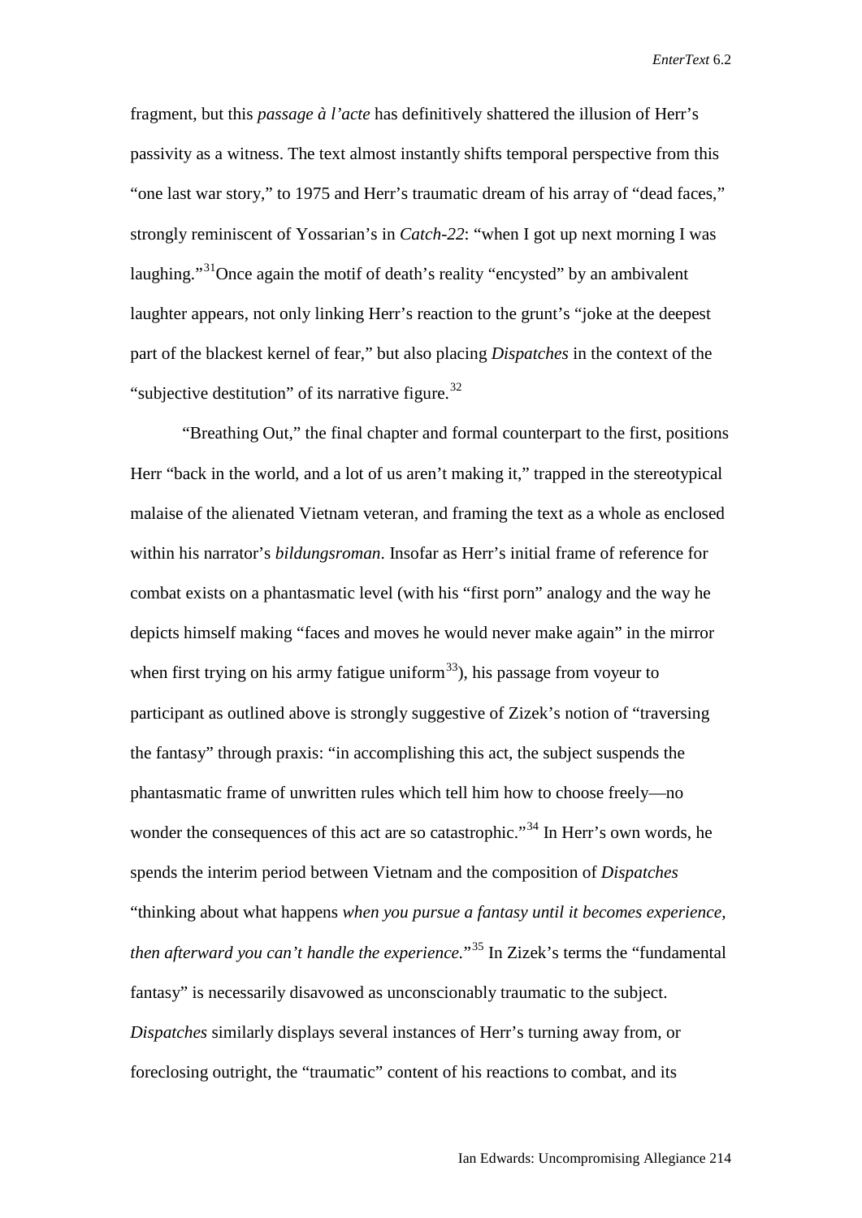fragment, but this *passage à l'acte* has definitively shattered the illusion of Herr's passivity as a witness. The text almost instantly shifts temporal perspective from this "one last war story," to 1975 and Herr's traumatic dream of his array of "dead faces," strongly reminiscent of Yossarian's in *Catch-22*: "when I got up next morning I was laughing."[31] Once again the motif of death's reality "encysted" by an ambivalent laughter appears, not only linking Herr's reaction to the grunt's "joke at the deepest part of the blackest kernel of fear," but also placing *Dispatches* in the context of the "subjective destitution" of its narrative figure.[32]

"Breathing Out," the final chapter and formal counterpart to the first, positions Herr "back in the world, and a lot of us aren't making it," trapped in the stereotypical malaise of the alienated Vietnam veteran, and framing the text as a whole as enclosed within his narrator's *bildungsroman*. Insofar as Herr's initial frame of reference for combat exists on a phantasmatic level (with his "first porn" analogy and the way he depicts himself making "faces and moves he would never make again" in the mirror when first trying on his army fatigue uniform[33]), his passage from voyeur to participant as outlined above is strongly suggestive of Zizek's notion of "traversing the fantasy" through praxis: "in accomplishing this act, the subject suspends the phantasmatic frame of unwritten rules which tell him how to choose freely—no wonder the consequences of this act are so catastrophic."[34] In Herr's own words, he spends the interim period between Vietnam and the composition of *Dispatches* "thinking about what happens *when you pursue a fantasy until it becomes experience, then afterward you can't handle the experience.*"[35] In Zizek's terms the "fundamental fantasy" is necessarily disavowed as unconscionably traumatic to the subject. *Dispatches* similarly displays several instances of Herr's turning away from, or foreclosing outright, the "traumatic" content of his reactions to combat, and its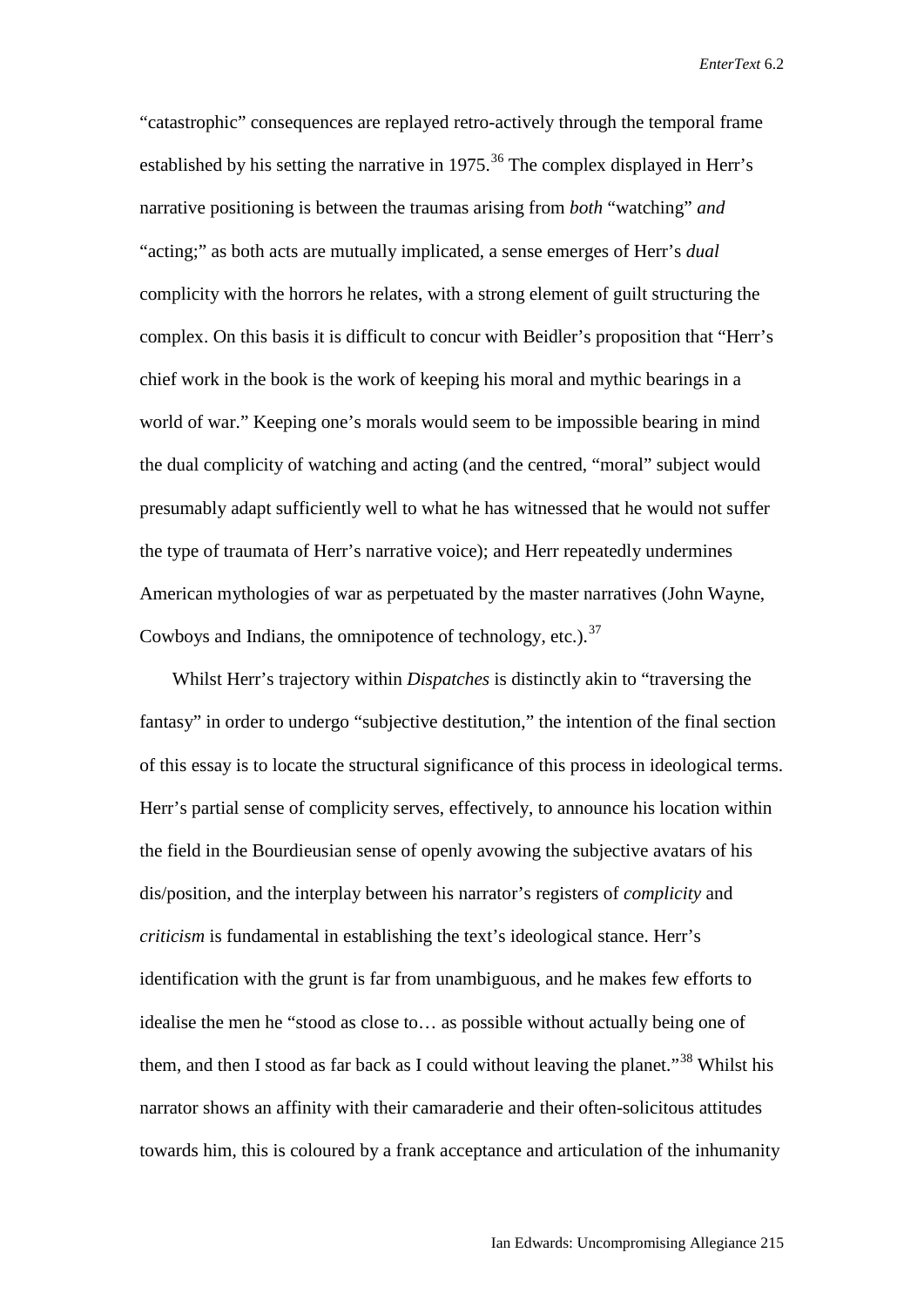"catastrophic" consequences are replayed retro-actively through the temporal frame established by his setting the narrative in 1975.[36] The complex displayed in Herr's narrative positioning is between the traumas arising from *both* "watching" *and* "acting;" as both acts are mutually implicated, a sense emerges of Herr's *dual* complicity with the horrors he relates, with a strong element of guilt structuring the complex. On this basis it is difficult to concur with Beidler's proposition that "Herr's chief work in the book is the work of keeping his moral and mythic bearings in a world of war." Keeping one's morals would seem to be impossible bearing in mind the dual complicity of watching and acting (and the centred, "moral" subject would presumably adapt sufficiently well to what he has witnessed that he would not suffer the type of traumata of Herr's narrative voice); and Herr repeatedly undermines American mythologies of war as perpetuated by the master narratives (John Wayne, Cowboys and Indians, the omnipotence of technology, etc.).[37]

Whilst Herr's trajectory within *Dispatches* is distinctly akin to "traversing the fantasy" in order to undergo "subjective destitution," the intention of the final section of this essay is to locate the structural significance of this process in ideological terms. Herr's partial sense of complicity serves, effectively, to announce his location within the field in the Bourdieusian sense of openly avowing the subjective avatars of his dis/position, and the interplay between his narrator's registers of *complicity* and *criticism* is fundamental in establishing the text's ideological stance. Herr's identification with the grunt is far from unambiguous, and he makes few efforts to idealise the men he "stood as close to… as possible without actually being one of them, and then I stood as far back as I could without leaving the planet."[38] Whilst his narrator shows an affinity with their camaraderie and their often-solicitous attitudes towards him, this is coloured by a frank acceptance and articulation of the inhumanity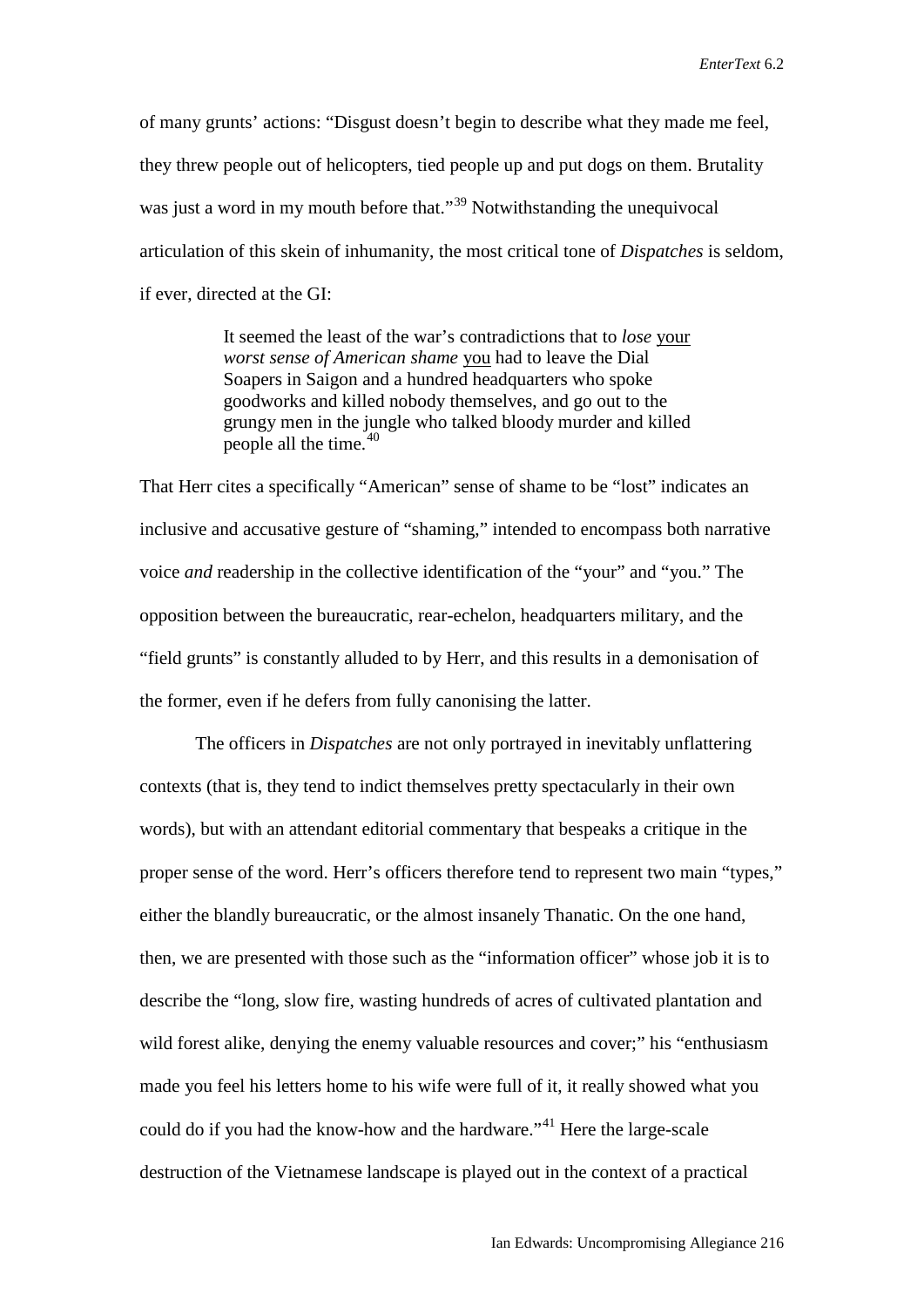of many grunts' actions: "Disgust doesn't begin to describe what they made me feel, they threw people out of helicopters, tied people up and put dogs on them. Brutality was just a word in my mouth before that."[39] Notwithstanding the unequivocal articulation of this skein of inhumanity, the most critical tone of *Dispatches* is seldom, if ever, directed at the GI:

> It seemed the least of the war's contradictions that to *lose* <u>your</u> *worst sense of American shame* <u>you</u> had to leave the Dial Soapers in Saigon and a hundred headquarters who spoke goodworks and killed nobody themselves, and go out to the grungy men in the jungle who talked bloody murder and killed people all the time.[40]

That Herr cites a specifically "American" sense of shame to be "lost" indicates an inclusive and accusative gesture of "shaming," intended to encompass both narrative voice *and* readership in the collective identification of the "your" and "you." The opposition between the bureaucratic, rear-echelon, headquarters military, and the "field grunts" is constantly alluded to by Herr, and this results in a demonisation of the former, even if he defers from fully canonising the latter.

The officers in *Dispatches* are not only portrayed in inevitably unflattering contexts (that is, they tend to indict themselves pretty spectacularly in their own words), but with an attendant editorial commentary that bespeaks a critique in the proper sense of the word. Herr's officers therefore tend to represent two main "types," either the blandly bureaucratic, or the almost insanely Thanatic. On the one hand, then, we are presented with those such as the "information officer" whose job it is to describe the "long, slow fire, wasting hundreds of acres of cultivated plantation and wild forest alike, denying the enemy valuable resources and cover;" his "enthusiasm made you feel his letters home to his wife were full of it, it really showed what you could do if you had the know-how and the hardware."[41] Here the large-scale destruction of the Vietnamese landscape is played out in the context of a practical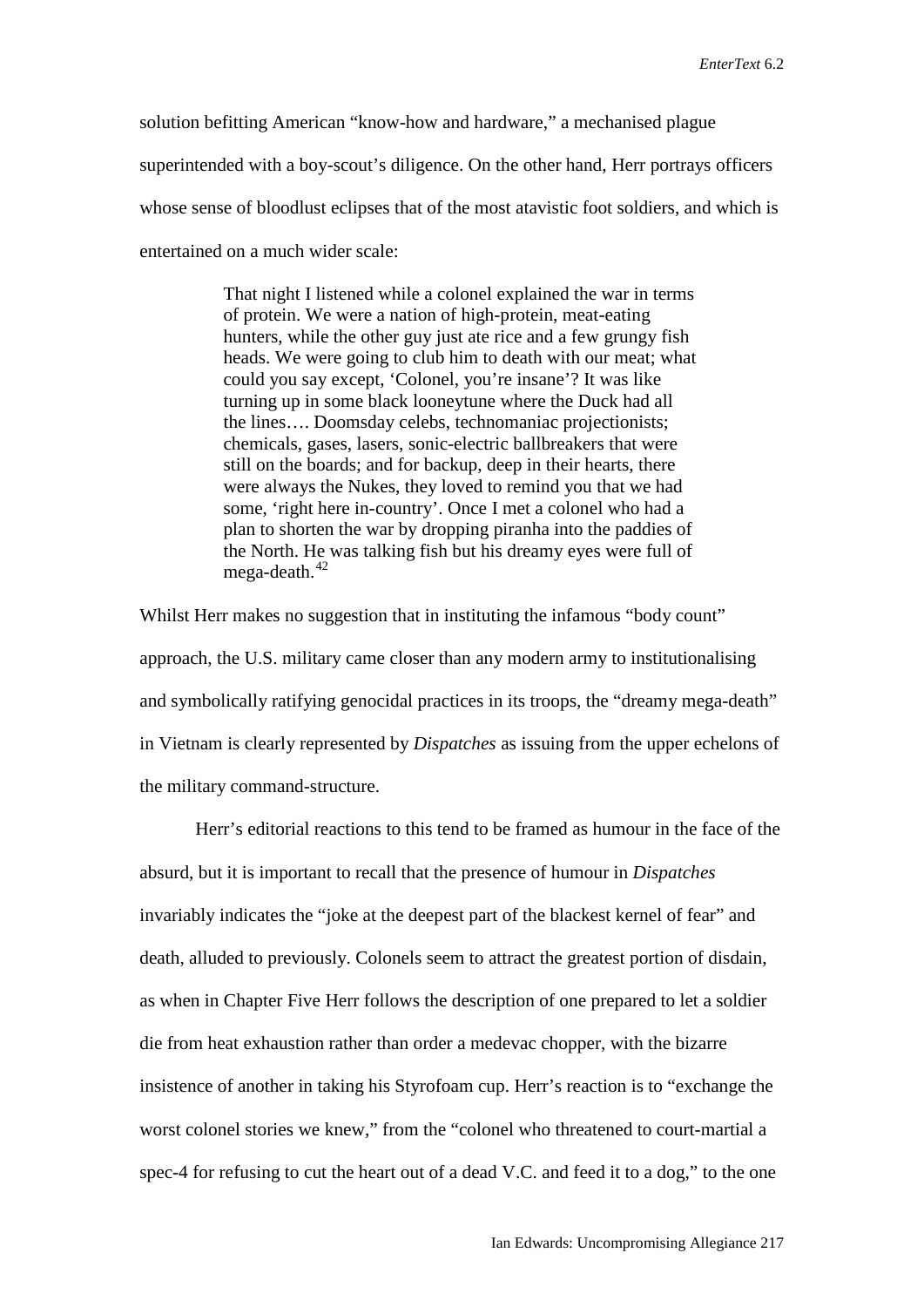solution befitting American "know-how and hardware," a mechanised plague superintended with a boy-scout's diligence. On the other hand, Herr portrays officers whose sense of bloodlust eclipses that of the most atavistic foot soldiers, and which is entertained on a much wider scale:

> That night I listened while a colonel explained the war in terms of protein. We were a nation of high-protein, meat-eating hunters, while the other guy just ate rice and a few grungy fish heads. We were going to club him to death with our meat; what could you say except, 'Colonel, you're insane'? It was like turning up in some black looneytune where the Duck had all the lines…. Doomsday celebs, technomaniac projectionists; chemicals, gases, lasers, sonic-electric ballbreakers that were still on the boards; and for backup, deep in their hearts, there were always the Nukes, they loved to remind you that we had some, 'right here in-country'. Once I met a colonel who had a plan to shorten the war by dropping piranha into the paddies of the North. He was talking fish but his dreamy eyes were full of mega-death.[42]

Whilst Herr makes no suggestion that in instituting the infamous "body count" approach, the U.S. military came closer than any modern army to institutionalising and symbolically ratifying genocidal practices in its troops, the "dreamy mega-death" in Vietnam is clearly represented by *Dispatches* as issuing from the upper echelons of the military command-structure.

Herr's editorial reactions to this tend to be framed as humour in the face of the absurd, but it is important to recall that the presence of humour in *Dispatches* invariably indicates the "joke at the deepest part of the blackest kernel of fear" and death, alluded to previously. Colonels seem to attract the greatest portion of disdain, as when in Chapter Five Herr follows the description of one prepared to let a soldier die from heat exhaustion rather than order a medevac chopper, with the bizarre insistence of another in taking his Styrofoam cup. Herr's reaction is to "exchange the worst colonel stories we knew," from the "colonel who threatened to court-martial a spec-4 for refusing to cut the heart out of a dead V.C. and feed it to a dog," to the one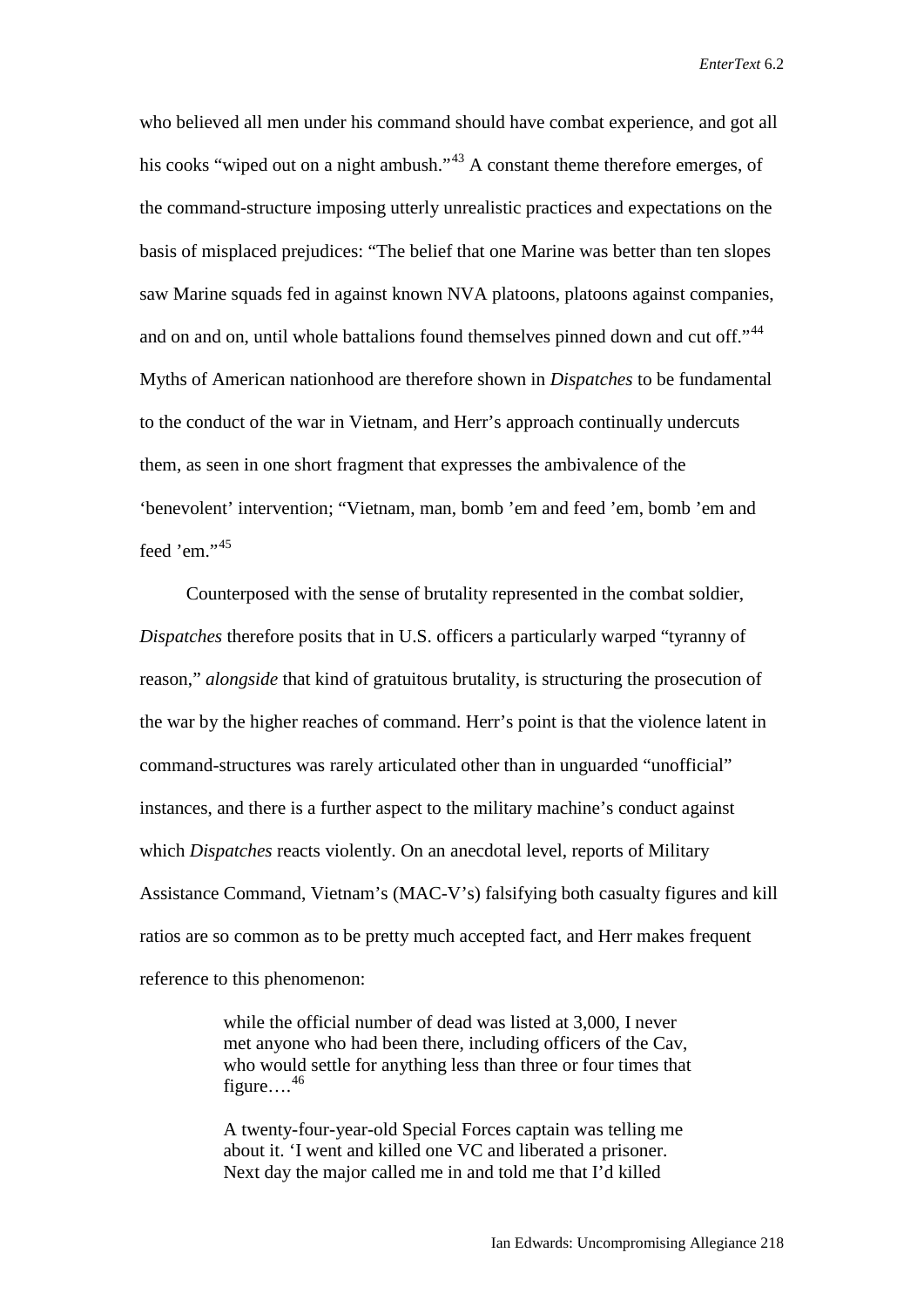who believed all men under his command should have combat experience, and got all his cooks "wiped out on a night ambush."[43] A constant theme therefore emerges, of the command-structure imposing utterly unrealistic practices and expectations on the basis of misplaced prejudices: "The belief that one Marine was better than ten slopes saw Marine squads fed in against known NVA platoons, platoons against companies, and on and on, until whole battalions found themselves pinned down and cut off."[44] Myths of American nationhood are therefore shown in *Dispatches* to be fundamental to the conduct of the war in Vietnam, and Herr's approach continually undercuts them, as seen in one short fragment that expresses the ambivalence of the 'benevolent' intervention; "Vietnam, man, bomb 'em and feed 'em, bomb 'em and feed 'em."[45]

Counterposed with the sense of brutality represented in the combat soldier, *Dispatches* therefore posits that in U.S. officers a particularly warped "tyranny of reason," *alongside* that kind of gratuitous brutality, is structuring the prosecution of the war by the higher reaches of command. Herr's point is that the violence latent in command-structures was rarely articulated other than in unguarded "unofficial" instances, and there is a further aspect to the military machine's conduct against which *Dispatches* reacts violently. On an anecdotal level, reports of Military Assistance Command, Vietnam's (MAC-V's) falsifying both casualty figures and kill ratios are so common as to be pretty much accepted fact, and Herr makes frequent reference to this phenomenon:

> while the official number of dead was listed at 3,000, I never met anyone who had been there, including officers of the Cav, who would settle for anything less than three or four times that figure….[46]
>
> A twenty-four-year-old Special Forces captain was telling me about it. 'I went and killed one VC and liberated a prisoner. Next day the major called me in and told me that I'd killed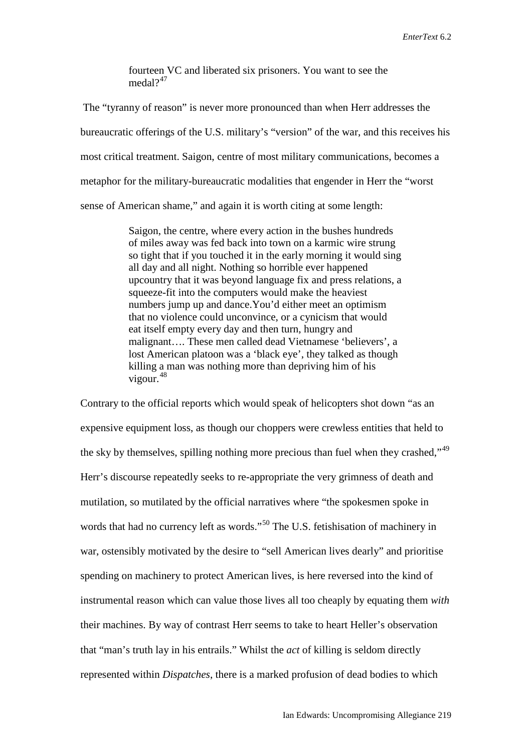> fourteen VC and liberated six prisoners. You want to see the medal?[47]

The "tyranny of reason" is never more pronounced than when Herr addresses the bureaucratic offerings of the U.S. military's "version" of the war, and this receives his most critical treatment. Saigon, centre of most military communications, becomes a metaphor for the military-bureaucratic modalities that engender in Herr the "worst sense of American shame," and again it is worth citing at some length:

> Saigon, the centre, where every action in the bushes hundreds of miles away was fed back into town on a karmic wire strung so tight that if you touched it in the early morning it would sing all day and all night. Nothing so horrible ever happened upcountry that it was beyond language fix and press relations, a squeeze-fit into the computers would make the heaviest numbers jump up and dance.You'd either meet an optimism that no violence could unconvince, or a cynicism that would eat itself empty every day and then turn, hungry and malignant…. These men called dead Vietnamese 'believers', a lost American platoon was a 'black eye', they talked as though killing a man was nothing more than depriving him of his vigour.[48]

Contrary to the official reports which would speak of helicopters shot down "as an expensive equipment loss, as though our choppers were crewless entities that held to the sky by themselves, spilling nothing more precious than fuel when they crashed,"[49] Herr's discourse repeatedly seeks to re-appropriate the very grimness of death and mutilation, so mutilated by the official narratives where "the spokesmen spoke in words that had no currency left as words."[50] The U.S. fetishisation of machinery in war, ostensibly motivated by the desire to "sell American lives dearly" and prioritise spending on machinery to protect American lives, is here reversed into the kind of instrumental reason which can value those lives all too cheaply by equating them *with* their machines. By way of contrast Herr seems to take to heart Heller's observation that "man's truth lay in his entrails." Whilst the *act* of killing is seldom directly represented within *Dispatches*, there is a marked profusion of dead bodies to which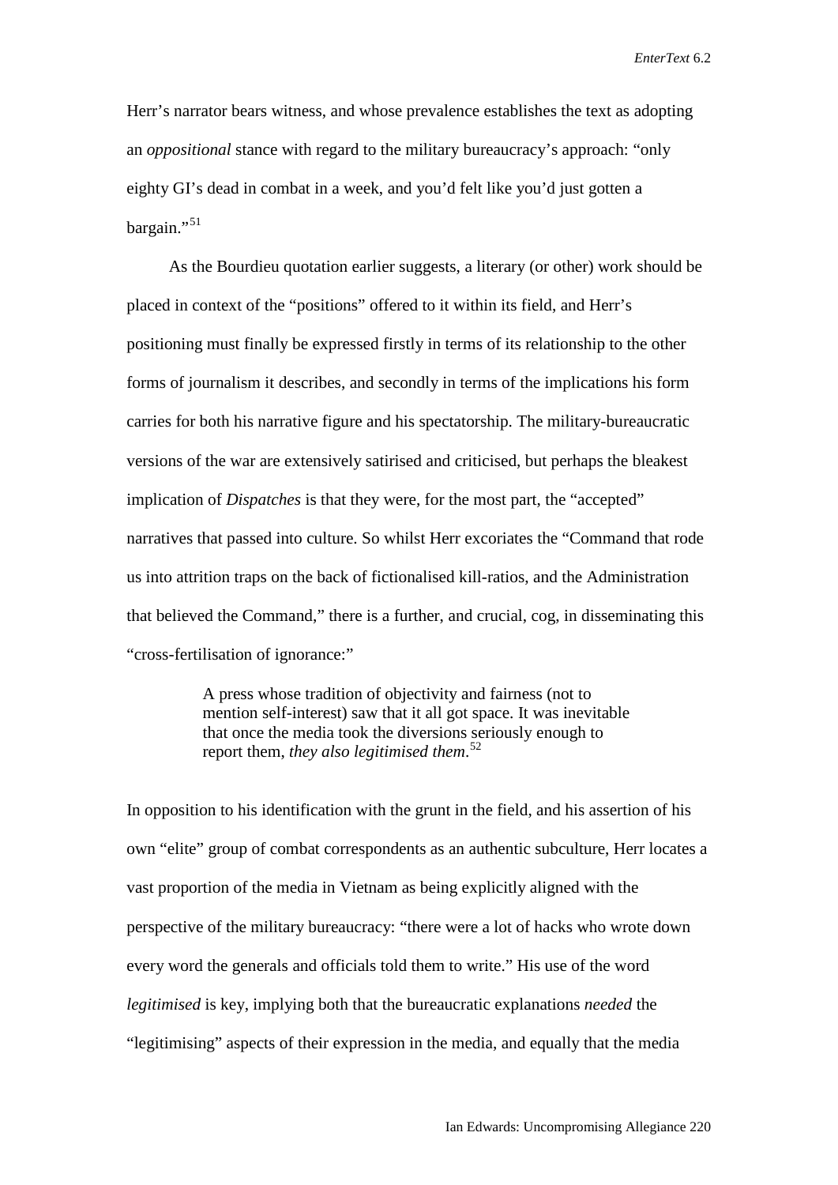Herr's narrator bears witness, and whose prevalence establishes the text as adopting an *oppositional* stance with regard to the military bureaucracy's approach: "only eighty GI's dead in combat in a week, and you'd felt like you'd just gotten a bargain."[51]

As the Bourdieu quotation earlier suggests, a literary (or other) work should be placed in context of the "positions" offered to it within its field, and Herr's positioning must finally be expressed firstly in terms of its relationship to the other forms of journalism it describes, and secondly in terms of the implications his form carries for both his narrative figure and his spectatorship. The military-bureaucratic versions of the war are extensively satirised and criticised, but perhaps the bleakest implication of *Dispatches* is that they were, for the most part, the "accepted" narratives that passed into culture. So whilst Herr excoriates the "Command that rode us into attrition traps on the back of fictionalised kill-ratios, and the Administration that believed the Command," there is a further, and crucial, cog, in disseminating this "cross-fertilisation of ignorance:"

> A press whose tradition of objectivity and fairness (not to mention self-interest) saw that it all got space. It was inevitable that once the media took the diversions seriously enough to report them, *they also legitimised them*.[52]

In opposition to his identification with the grunt in the field, and his assertion of his own "elite" group of combat correspondents as an authentic subculture, Herr locates a vast proportion of the media in Vietnam as being explicitly aligned with the perspective of the military bureaucracy: "there were a lot of hacks who wrote down every word the generals and officials told them to write." His use of the word *legitimised* is key, implying both that the bureaucratic explanations *needed* the "legitimising" aspects of their expression in the media, and equally that the media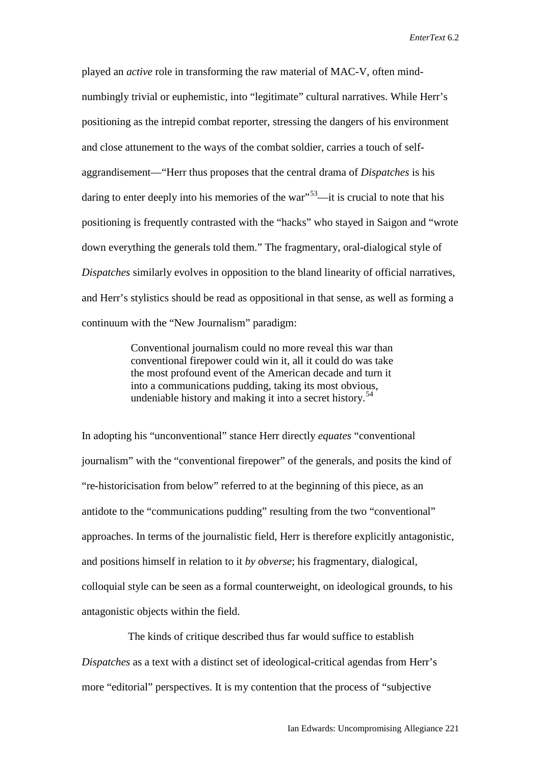played an *active* role in transforming the raw material of MAC-V, often mind-numbingly trivial or euphemistic, into "legitimate" cultural narratives. While Herr's positioning as the intrepid combat reporter, stressing the dangers of his environment and close attunement to the ways of the combat soldier, carries a touch of self-aggrandisement—"Herr thus proposes that the central drama of *Dispatches* is his daring to enter deeply into his memories of the war"[53]—it is crucial to note that his positioning is frequently contrasted with the "hacks" who stayed in Saigon and "wrote down everything the generals told them." The fragmentary, oral-dialogical style of *Dispatches* similarly evolves in opposition to the bland linearity of official narratives, and Herr's stylistics should be read as oppositional in that sense, as well as forming a continuum with the "New Journalism" paradigm:

> Conventional journalism could no more reveal this war than conventional firepower could win it, all it could do was take the most profound event of the American decade and turn it into a communications pudding, taking its most obvious, undeniable history and making it into a secret history.[54]

In adopting his "unconventional" stance Herr directly *equates* "conventional journalism" with the "conventional firepower" of the generals, and posits the kind of "re-historicisation from below" referred to at the beginning of this piece, as an antidote to the "communications pudding" resulting from the two "conventional" approaches. In terms of the journalistic field, Herr is therefore explicitly antagonistic, and positions himself in relation to it *by obverse*; his fragmentary, dialogical, colloquial style can be seen as a formal counterweight, on ideological grounds, to his antagonistic objects within the field.

The kinds of critique described thus far would suffice to establish *Dispatches* as a text with a distinct set of ideological-critical agendas from Herr's more "editorial" perspectives. It is my contention that the process of "subjective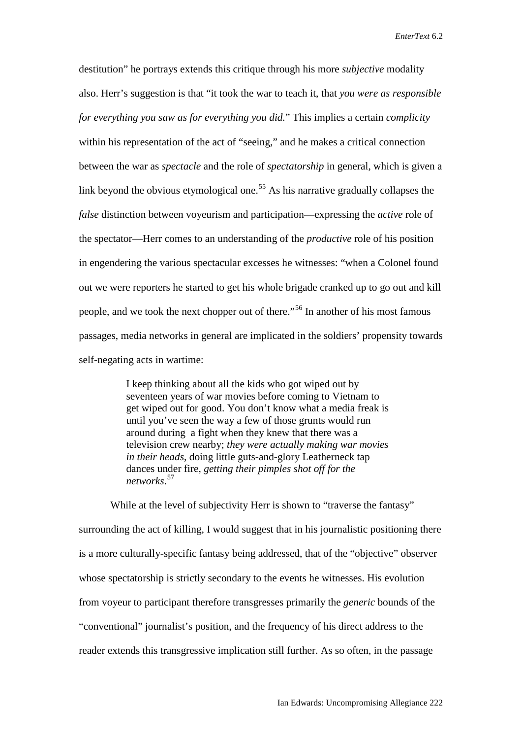destitution" he portrays extends this critique through his more *subjective* modality also. Herr's suggestion is that "it took the war to teach it, that *you were as responsible for everything you saw as for everything you did.*" This implies a certain *complicity* within his representation of the act of "seeing," and he makes a critical connection between the war as *spectacle* and the role of *spectatorship* in general, which is given a link beyond the obvious etymological one.[55] As his narrative gradually collapses the *false* distinction between voyeurism and participation—expressing the *active* role of the spectator—Herr comes to an understanding of the *productive* role of his position in engendering the various spectacular excesses he witnesses: "when a Colonel found out we were reporters he started to get his whole brigade cranked up to go out and kill people, and we took the next chopper out of there."[56] In another of his most famous passages, media networks in general are implicated in the soldiers' propensity towards self-negating acts in wartime:

> I keep thinking about all the kids who got wiped out by seventeen years of war movies before coming to Vietnam to get wiped out for good. You don't know what a media freak is until you've seen the way a few of those grunts would run around during a fight when they knew that there was a television crew nearby; *they were actually making war movies in their heads*, doing little guts-and-glory Leatherneck tap dances under fire, *getting their pimples shot off for the networks*.[57]

While at the level of subjectivity Herr is shown to "traverse the fantasy" surrounding the act of killing, I would suggest that in his journalistic positioning there is a more culturally-specific fantasy being addressed, that of the "objective" observer whose spectatorship is strictly secondary to the events he witnesses. His evolution from voyeur to participant therefore transgresses primarily the *generic* bounds of the "conventional" journalist's position, and the frequency of his direct address to the reader extends this transgressive implication still further. As so often, in the passage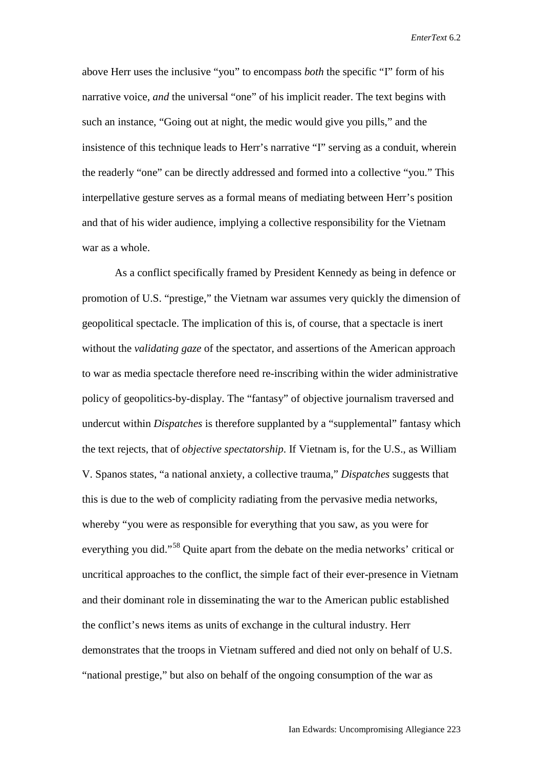above Herr uses the inclusive “you” to encompass *both* the specific “I” form of his narrative voice, *and* the universal “one” of his implicit reader. The text begins with such an instance, “Going out at night, the medic would give you pills,” and the insistence of this technique leads to Herr’s narrative “I” serving as a conduit, wherein the readerly “one” can be directly addressed and formed into a collective “you.” This interpellative gesture serves as a formal means of mediating between Herr’s position and that of his wider audience, implying a collective responsibility for the Vietnam war as a whole.

As a conflict specifically framed by President Kennedy as being in defence or promotion of U.S. “prestige,” the Vietnam war assumes very quickly the dimension of geopolitical spectacle. The implication of this is, of course, that a spectacle is inert without the *validating gaze* of the spectator, and assertions of the American approach to war as media spectacle therefore need re-inscribing within the wider administrative policy of geopolitics-by-display. The “fantasy” of objective journalism traversed and undercut within *Dispatches* is therefore supplanted by a “supplemental” fantasy which the text rejects, that of *objective spectatorship*. If Vietnam is, for the U.S., as William V. Spanos states, “a national anxiety, a collective trauma,” *Dispatches* suggests that this is due to the web of complicity radiating from the pervasive media networks, whereby “you were as responsible for everything that you saw, as you were for everything you did.”[58] Quite apart from the debate on the media networks’ critical or uncritical approaches to the conflict, the simple fact of their ever-presence in Vietnam and their dominant role in disseminating the war to the American public established the conflict’s news items as units of exchange in the cultural industry. Herr demonstrates that the troops in Vietnam suffered and died not only on behalf of U.S. “national prestige,” but also on behalf of the ongoing consumption of the war as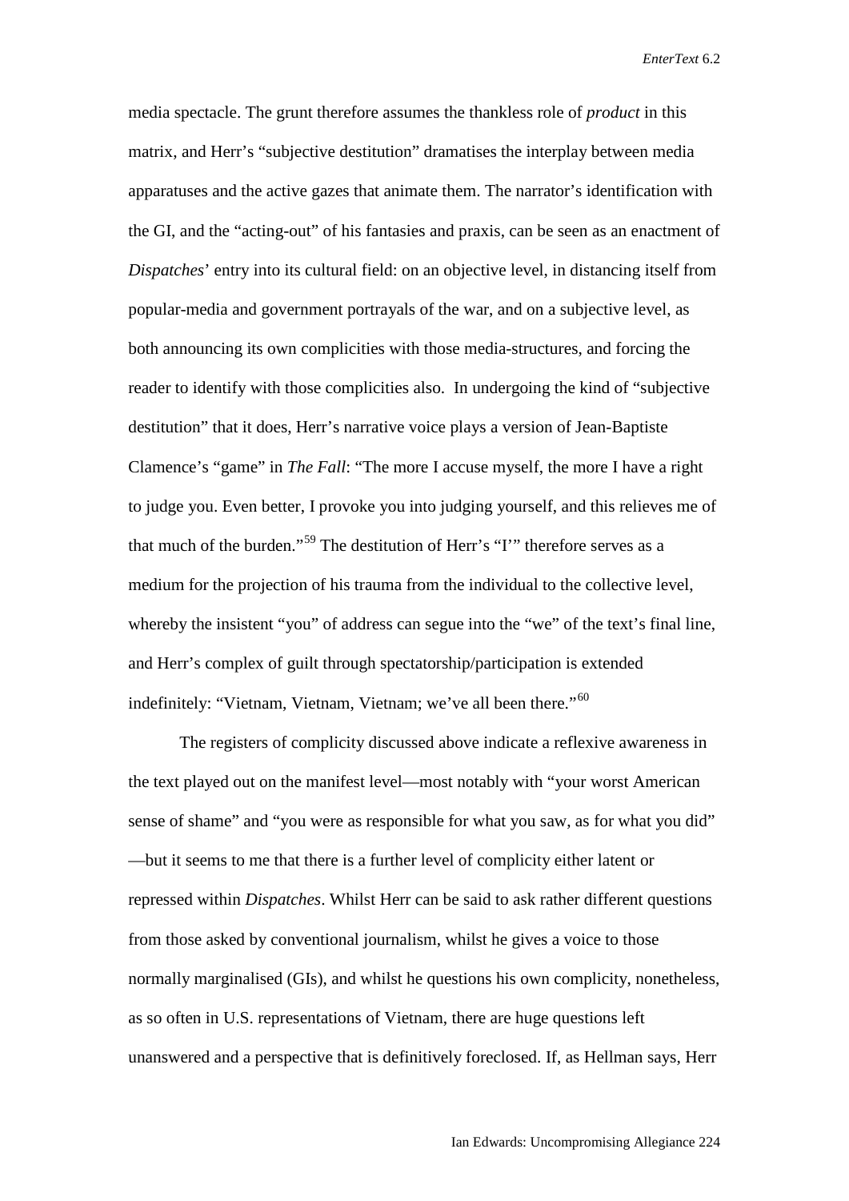media spectacle. The grunt therefore assumes the thankless role of *product* in this matrix, and Herr's "subjective destitution" dramatises the interplay between media apparatuses and the active gazes that animate them. The narrator's identification with the GI, and the "acting-out" of his fantasies and praxis, can be seen as an enactment of *Dispatches*' entry into its cultural field: on an objective level, in distancing itself from popular-media and government portrayals of the war, and on a subjective level, as both announcing its own complicities with those media-structures, and forcing the reader to identify with those complicities also. In undergoing the kind of "subjective destitution" that it does, Herr's narrative voice plays a version of Jean-Baptiste Clamence's "game" in *The Fall*: "The more I accuse myself, the more I have a right to judge you. Even better, I provoke you into judging yourself, and this relieves me of that much of the burden."[59] The destitution of Herr's "I'" therefore serves as a medium for the projection of his trauma from the individual to the collective level, whereby the insistent "you" of address can segue into the "we" of the text's final line, and Herr's complex of guilt through spectatorship/participation is extended indefinitely: "Vietnam, Vietnam, Vietnam; we've all been there."[60]

The registers of complicity discussed above indicate a reflexive awareness in the text played out on the manifest level—most notably with "your worst American sense of shame" and "you were as responsible for what you saw, as for what you did" —but it seems to me that there is a further level of complicity either latent or repressed within *Dispatches*. Whilst Herr can be said to ask rather different questions from those asked by conventional journalism, whilst he gives a voice to those normally marginalised (GIs), and whilst he questions his own complicity, nonetheless, as so often in U.S. representations of Vietnam, there are huge questions left unanswered and a perspective that is definitively foreclosed. If, as Hellman says, Herr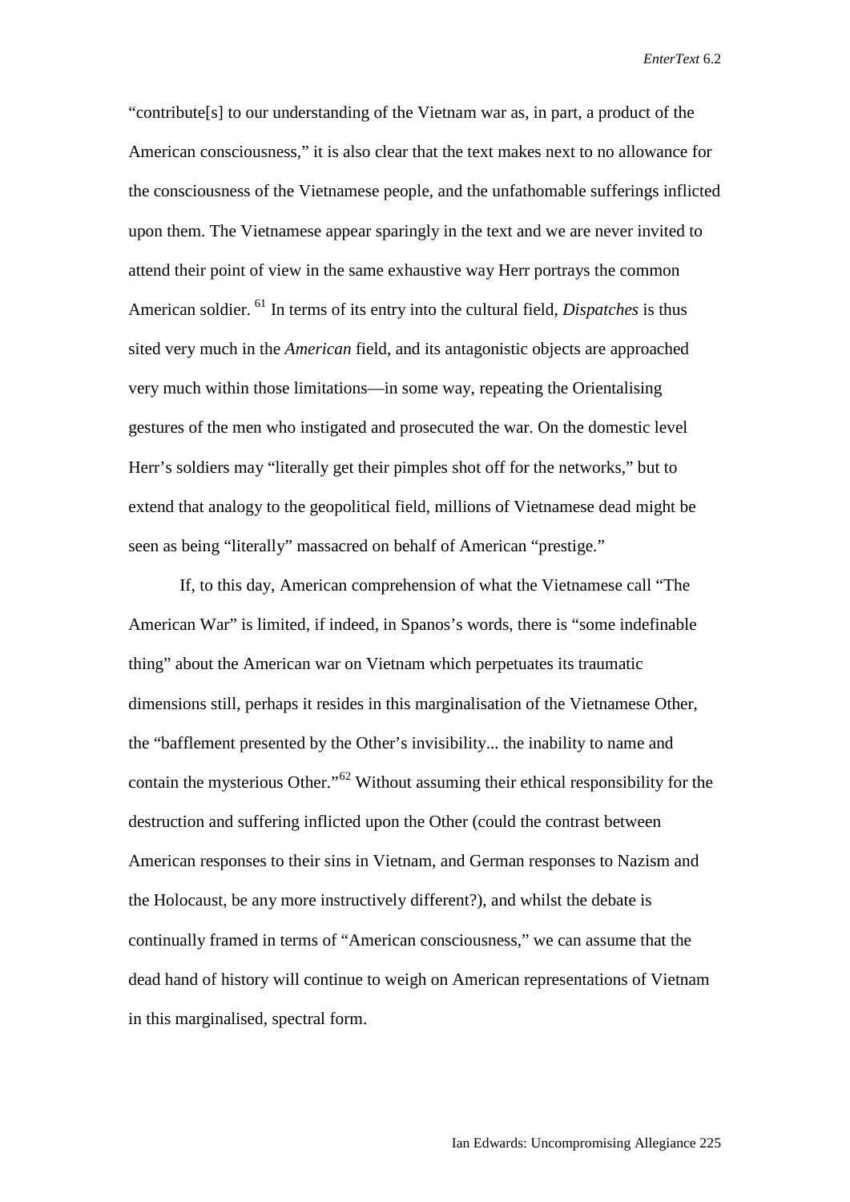"contribute[s] to our understanding of the Vietnam war as, in part, a product of the American consciousness," it is also clear that the text makes next to no allowance for the consciousness of the Vietnamese people, and the unfathomable sufferings inflicted upon them. The Vietnamese appear sparingly in the text and we are never invited to attend their point of view in the same exhaustive way Herr portrays the common American soldier. [61] In terms of its entry into the cultural field, *Dispatches* is thus sited very much in the *American* field, and its antagonistic objects are approached very much within those limitations—in some way, repeating the Orientalising gestures of the men who instigated and prosecuted the war. On the domestic level Herr's soldiers may "literally get their pimples shot off for the networks," but to extend that analogy to the geopolitical field, millions of Vietnamese dead might be seen as being "literally" massacred on behalf of American "prestige."

If, to this day, American comprehension of what the Vietnamese call "The American War" is limited, if indeed, in Spanos's words, there is "some indefinable thing" about the American war on Vietnam which perpetuates its traumatic dimensions still, perhaps it resides in this marginalisation of the Vietnamese Other, the "bafflement presented by the Other's invisibility... the inability to name and contain the mysterious Other."[62] Without assuming their ethical responsibility for the destruction and suffering inflicted upon the Other (could the contrast between American responses to their sins in Vietnam, and German responses to Nazism and the Holocaust, be any more instructively different?), and whilst the debate is continually framed in terms of "American consciousness," we can assume that the dead hand of history will continue to weigh on American representations of Vietnam in this marginalised, spectral form.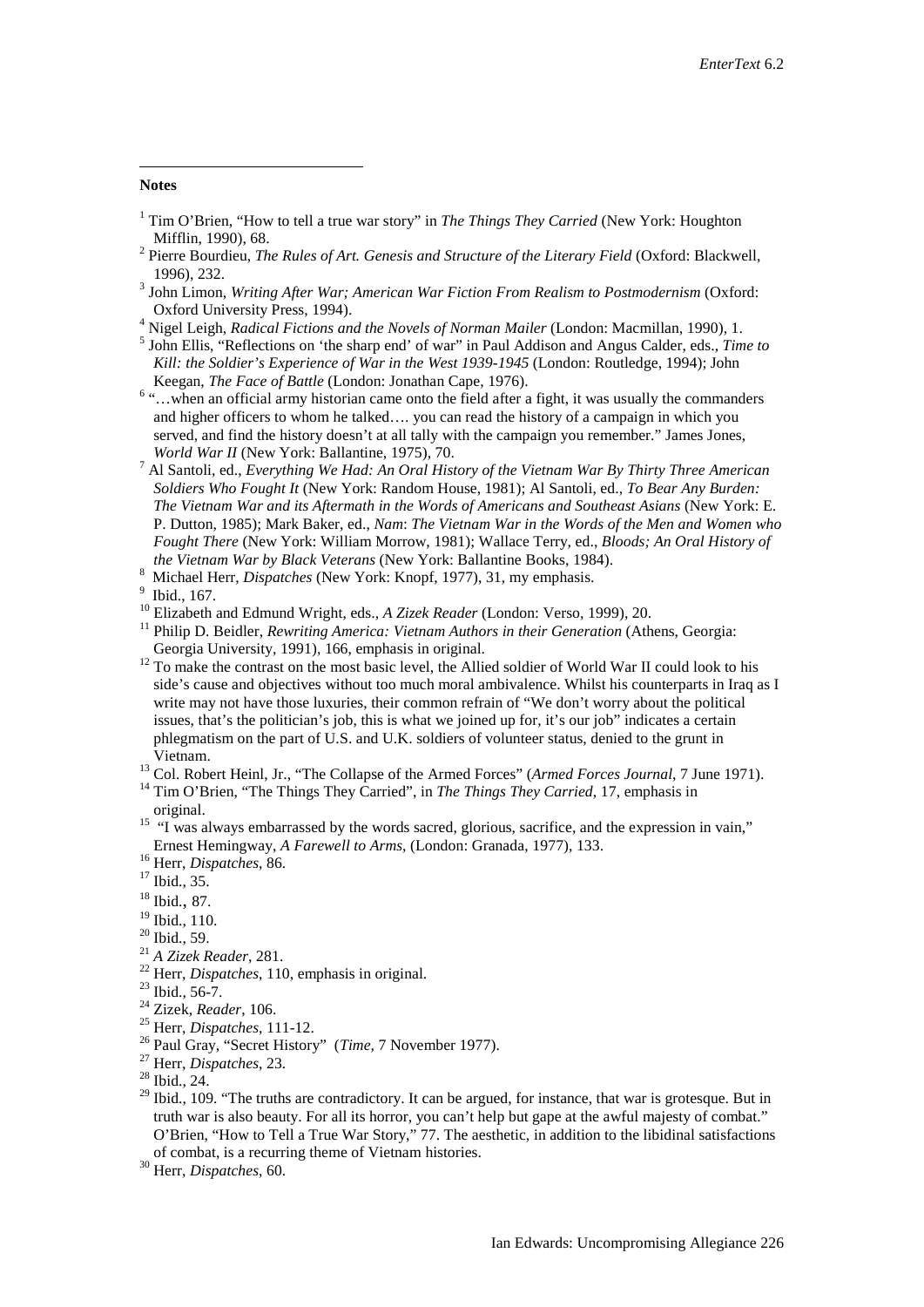**Notes**

[1] Tim O'Brien, "How to tell a true war story" in *The Things They Carried* (New York: Houghton Mifflin, 1990), 68.

[2] Pierre Bourdieu, *The Rules of Art. Genesis and Structure of the Literary Field* (Oxford: Blackwell, 1996), 232.

[3] John Limon, *Writing After War; American War Fiction From Realism to Postmodernism* (Oxford: Oxford University Press, 1994).

[4] Nigel Leigh, *Radical Fictions and the Novels of Norman Mailer* (London: Macmillan, 1990), 1.

[5] John Ellis, "Reflections on 'the sharp end' of war" in Paul Addison and Angus Calder, eds., *Time to Kill: the Soldier's Experience of War in the West 1939-1945* (London: Routledge, 1994); John Keegan, *The Face of Battle* (London: Jonathan Cape, 1976).

[6] "…when an official army historian came onto the field after a fight, it was usually the commanders and higher officers to whom he talked…. you can read the history of a campaign in which you served, and find the history doesn't at all tally with the campaign you remember." James Jones, *World War II* (New York: Ballantine, 1975), 70.

[7] Al Santoli, ed., *Everything We Had: An Oral History of the Vietnam War By Thirty Three American Soldiers Who Fought It* (New York: Random House, 1981); Al Santoli, ed., *To Bear Any Burden: The Vietnam War and its Aftermath in the Words of Americans and Southeast Asians* (New York: E. P. Dutton, 1985); Mark Baker, ed., *Nam*: *The Vietnam War in the Words of the Men and Women who Fought There* (New York: William Morrow, 1981); Wallace Terry, ed., *Bloods; An Oral History of the Vietnam War by Black Veterans* (New York: Ballantine Books, 1984).

[8] Michael Herr, *Dispatches* (New York: Knopf, 1977), 31, my emphasis.

[9] Ibid., 167.

[10] Elizabeth and Edmund Wright, eds., *A Zizek Reader* (London: Verso, 1999), 20.

[11] Philip D. Beidler, *Rewriting America: Vietnam Authors in their Generation* (Athens, Georgia: Georgia University, 1991), 166, emphasis in original.

[12] To make the contrast on the most basic level, the Allied soldier of World War II could look to his side's cause and objectives without too much moral ambivalence. Whilst his counterparts in Iraq as I write may not have those luxuries, their common refrain of "We don't worry about the political issues, that's the politician's job, this is what we joined up for, it's our job" indicates a certain phlegmatism on the part of U.S. and U.K. soldiers of volunteer status, denied to the grunt in Vietnam.

[13] Col. Robert Heinl, Jr., "The Collapse of the Armed Forces" (*Armed Forces Journal*, 7 June 1971).

[14] Tim O'Brien, "The Things They Carried", in *The Things They Carried*, 17, emphasis in original.

[15] "I was always embarrassed by the words sacred, glorious, sacrifice, and the expression in vain," Ernest Hemingway, *A Farewell to Arms*, (London: Granada, 1977), 133.

[16] Herr, *Dispatches*, 86.

[17] Ibid., 35.

[18] Ibid., 87.

[19] Ibid., 110.

[20] Ibid., 59.

[21] *A Zizek Reader*, 281.

[22] Herr, *Dispatches*, 110, emphasis in original.

[23] Ibid., 56-7.

[24] Zizek, *Reader*, 106.

[25] Herr, *Dispatches*, 111-12.

[26] Paul Gray, "Secret History" (*Time*, 7 November 1977).

[27] Herr, *Dispatches*, 23.

[28] Ibid., 24.

[29] Ibid., 109. "The truths are contradictory. It can be argued, for instance, that war is grotesque. But in truth war is also beauty. For all its horror, you can't help but gape at the awful majesty of combat." O'Brien, "How to Tell a True War Story," 77. The aesthetic, in addition to the libidinal satisfactions of combat, is a recurring theme of Vietnam histories.

[30] Herr, *Dispatches*, 60.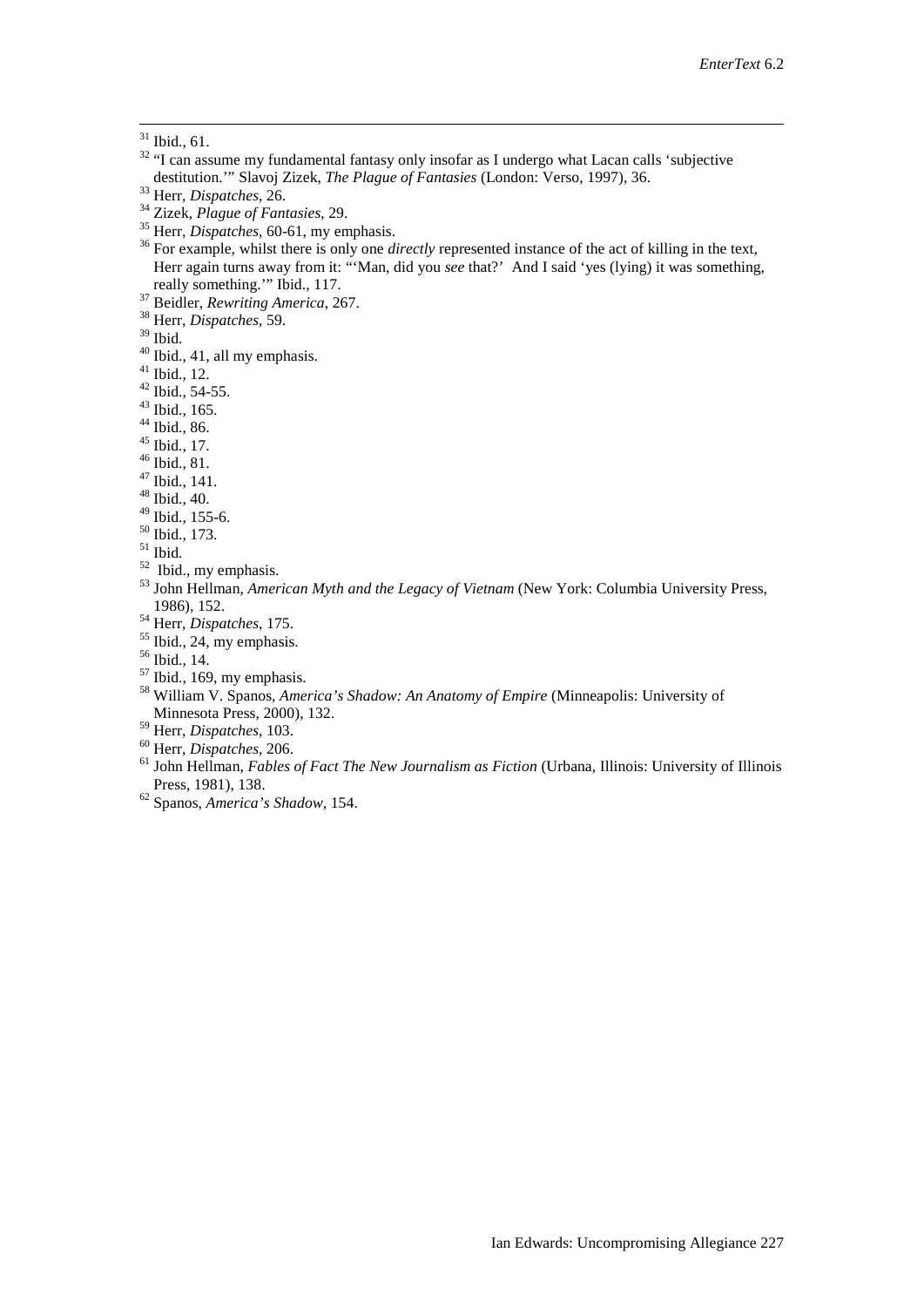[31] Ibid., 61.

[32] "I can assume my fundamental fantasy only insofar as I undergo what Lacan calls 'subjective destitution.'" Slavoj Zizek, *The Plague of Fantasies* (London: Verso, 1997), 36.

[33] Herr, *Dispatches*, 26.

[34] Zizek, *Plague of Fantasies*, 29.

[35] Herr, *Dispatches*, 60-61, my emphasis.

[36] For example, whilst there is only one *directly* represented instance of the act of killing in the text, Herr again turns away from it: "'Man, did you *see* that?' And I said 'yes (lying) it was something, really something.'" Ibid., 117.

[37] Beidler, *Rewriting America*, 267.

[38] Herr, *Dispatches*, 59.

[39] Ibid.

[40] Ibid., 41, all my emphasis.

[41] Ibid., 12.

[42] Ibid., 54-55.

[43] Ibid., 165.

[44] Ibid., 86.

[45] Ibid., 17.

[46] Ibid., 81.

[47] Ibid., 141.

[48] Ibid., 40.

[49] Ibid., 155-6.

[50] Ibid., 173.

[51] Ibid.

[52] Ibid., my emphasis.

[53] John Hellman, *American Myth and the Legacy of Vietnam* (New York: Columbia University Press, 1986), 152.

[54] Herr, *Dispatches*, 175.

[55] Ibid., 24, my emphasis.

[56] Ibid., 14.

[57] Ibid., 169, my emphasis.

[58] William V. Spanos, *America's Shadow: An Anatomy of Empire* (Minneapolis: University of Minnesota Press, 2000), 132.

[59] Herr, *Dispatches*, 103.

[60] Herr, *Dispatches*, 206.

[61] John Hellman, *Fables of Fact The New Journalism as Fiction* (Urbana, Illinois: University of Illinois Press, 1981), 138.

[62] Spanos, *America's Shadow*, 154.